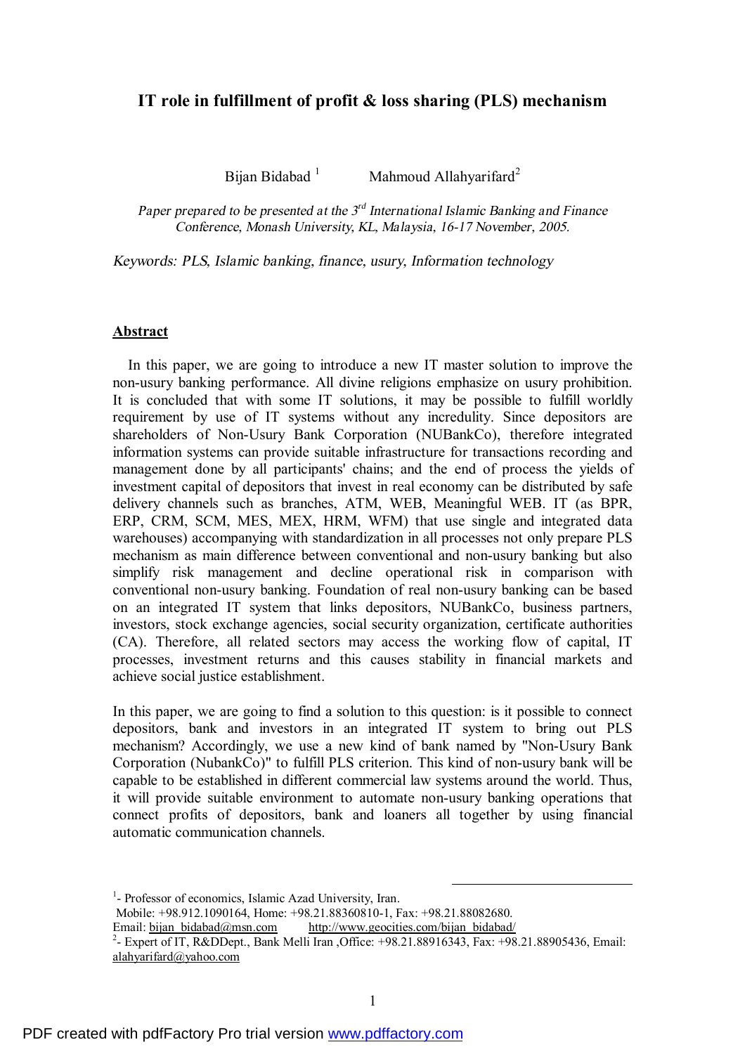# IT role in fulfillment of profit & loss sharing (PLS) mechanism

Bijan Bidabad [1] Mahmoud Allahyarifard[2]

*Paper prepared to be presented at the 3rd International Islamic Banking and Finance Conference, Monash University, KL, Malaysia, 16-17 November, 2005.*

*Keywords: PLS, Islamic banking, finance, usury, Information technology*

## Abstract

In this paper, we are going to introduce a new IT master solution to improve the non-usury banking performance. All divine religions emphasize on usury prohibition. It is concluded that with some IT solutions, it may be possible to fulfill worldly requirement by use of IT systems without any incredulity. Since depositors are shareholders of Non-Usury Bank Corporation (NUBankCo), therefore integrated information systems can provide suitable infrastructure for transactions recording and management done by all participants' chains; and the end of process the yields of investment capital of depositors that invest in real economy can be distributed by safe delivery channels such as branches, ATM, WEB, Meaningful WEB. IT (as BPR, ERP, CRM, SCM, MES, MEX, HRM, WFM) that use single and integrated data warehouses) accompanying with standardization in all processes not only prepare PLS mechanism as main difference between conventional and non-usury banking but also simplify risk management and decline operational risk in comparison with conventional non-usury banking. Foundation of real non-usury banking can be based on an integrated IT system that links depositors, NUBankCo, business partners, investors, stock exchange agencies, social security organization, certificate authorities (CA). Therefore, all related sectors may access the working flow of capital, IT processes, investment returns and this causes stability in financial markets and achieve social justice establishment.

In this paper, we are going to find a solution to this question: is it possible to connect depositors, bank and investors in an integrated IT system to bring out PLS mechanism? Accordingly, we use a new kind of bank named by "Non-Usury Bank Corporation (NubankCo)" to fulfill PLS criterion. This kind of non-usury bank will be capable to be established in different commercial law systems around the world. Thus, it will provide suitable environment to automate non-usury banking operations that connect profits of depositors, bank and loaners all together by using financial automatic communication channels.

---

[1]- Professor of economics, Islamic Azad University, Iran.
Mobile: +98.912.1090164, Home: +98.21.88360810-1, Fax: +98.21.88082680.
Email: bijan_bidabad@msn.com http://www.geocities.com/bijan_bidabad/

[2]- Expert of IT, R&DDept., Bank Melli Iran ,Office: +98.21.88916343, Fax: +98.21.88905436, Email: alahyarifard@yahoo.com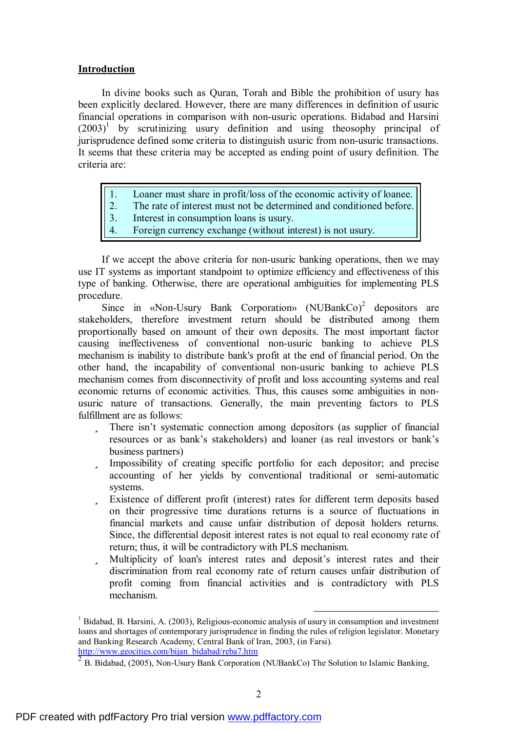## Introduction

In divine books such as Quran, Torah and Bible the prohibition of usury has been explicitly declared. However, there are many differences in definition of usuric financial operations in comparison with non-usuric operations. Bidabad and Harsini (2003)[1] by scrutinizing usury definition and using theosophy principal of jurisprudence defined some criteria to distinguish usuric from non-usuric transactions. It seems that these criteria may be accepted as ending point of usury definition. The criteria are:

1. Loaner must share in profit/loss of the economic activity of loanee.
2. The rate of interest must not be determined and conditioned before.
3. Interest in consumption loans is usury.
4. Foreign currency exchange (without interest) is not usury.

If we accept the above criteria for non-usuric banking operations, then we may use IT systems as important standpoint to optimize efficiency and effectiveness of this type of banking. Otherwise, there are operational ambiguities for implementing PLS procedure.

Since in «Non-Usury Bank Corporation» (NUBankCo)[2] depositors are stakeholders, therefore investment return should be distributed among them proportionally based on amount of their own deposits. The most important factor causing ineffectiveness of conventional non-usuric banking to achieve PLS mechanism is inability to distribute bank's profit at the end of financial period. On the other hand, the incapability of conventional non-usuric banking to achieve PLS mechanism comes from disconnectivity of profit and loss accounting systems and real economic returns of economic activities. Thus, this causes some ambiguities in non-usuric nature of transactions. Generally, the main preventing factors to PLS fulfillment are as follows:

- There isn't systematic connection among depositors (as supplier of financial resources or as bank's stakeholders) and loaner (as real investors or bank's business partners)
- Impossibility of creating specific portfolio for each depositor; and precise accounting of her yields by conventional traditional or semi-automatic systems.
- Existence of different profit (interest) rates for different term deposits based on their progressive time durations returns is a source of fluctuations in financial markets and cause unfair distribution of deposit holders returns. Since, the differential deposit interest rates is not equal to real economy rate of return; thus, it will be contradictory with PLS mechanism.
- Multiplicity of loan's interest rates and deposit's interest rates and their discrimination from real economy rate of return causes unfair distribution of profit coming from financial activities and is contradictory with PLS mechanism.

---

[1] Bidabad, B. Harsini, A. (2003), Religious-economic analysis of usury in consumption and investment loans and shortages of contemporary jurisprudence in finding the rules of religion legislator. Monetary and Banking Research Academy, Central Bank of Iran, 2003, (in Farsi). http://www.geocities.com/bijan_bidabad/reba7.htm

[2] B. Bidabad, (2005), Non-Usury Bank Corporation (NUBankCo) The Solution to Islamic Banking,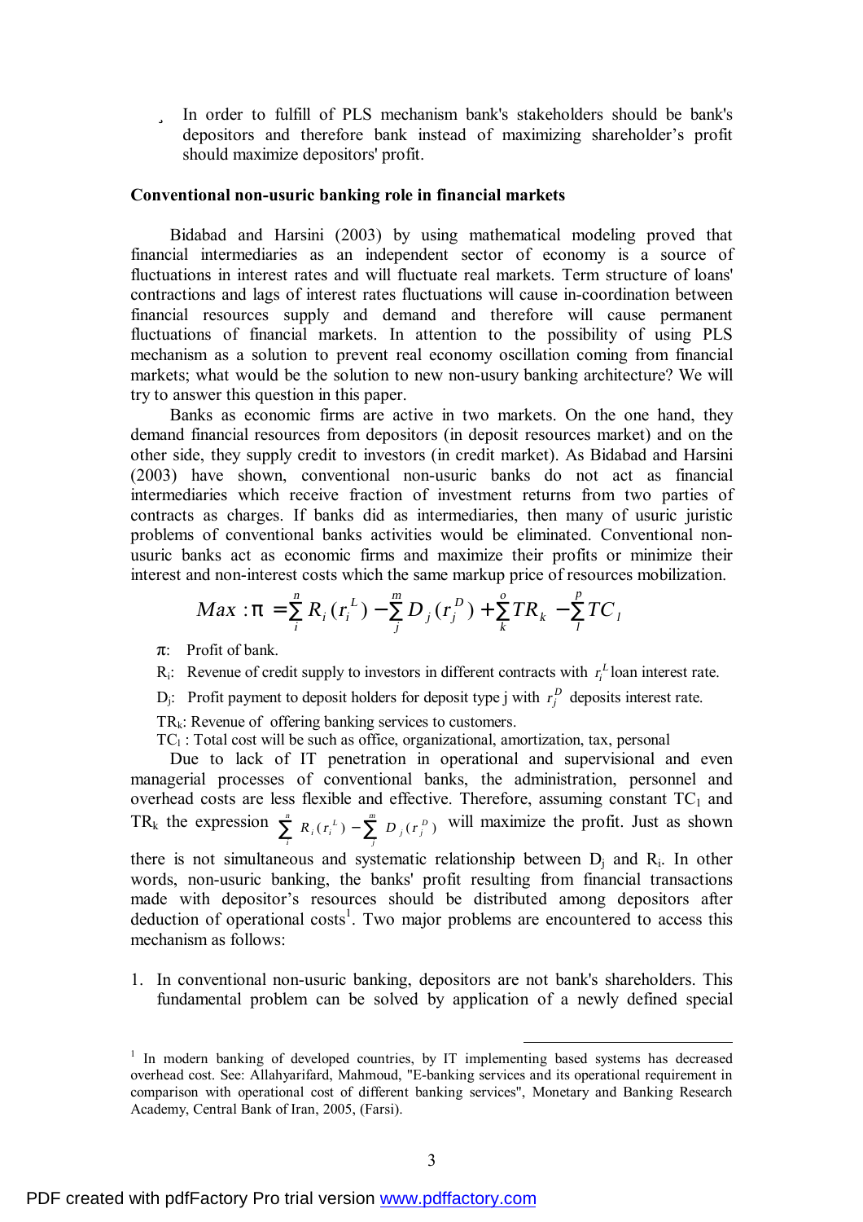- In order to fulfill of PLS mechanism bank's stakeholders should be bank's depositors and therefore bank instead of maximizing shareholder's profit should maximize depositors' profit.

**Conventional non-usuric banking role in financial markets**

Bidabad and Harsini (2003) by using mathematical modeling proved that financial intermediaries as an independent sector of economy is a source of fluctuations in interest rates and will fluctuate real markets. Term structure of loans' contractions and lags of interest rates fluctuations will cause in-coordination between financial resources supply and demand and therefore will cause permanent fluctuations of financial markets. In attention to the possibility of using PLS mechanism as a solution to prevent real economy oscillation coming from financial markets; what would be the solution to new non-usury banking architecture? We will try to answer this question in this paper.

Banks as economic firms are active in two markets. On the one hand, they demand financial resources from depositors (in deposit resources market) and on the other side, they supply credit to investors (in credit market). As Bidabad and Harsini (2003) have shown, conventional non-usuric banks do not act as financial intermediaries which receive fraction of investment returns from two parties of contracts as charges. If banks did as intermediaries, then many of usuric juristic problems of conventional banks activities would be eliminated. Conventional non-usuric banks act as economic firms and maximize their profits or minimize their interest and non-interest costs which the same markup price of resources mobilization.

$$Max : \pi = \sum_{i}^{n} R_i(r_i^L) - \sum_{j}^{m} D_j(r_j^D) + \sum_{k}^{o} TR_k - \sum_{l}^{p} TC_l$$

$\pi$: Profit of bank.

$R_i$: Revenue of credit supply to investors in different contracts with $r_i^L$ loan interest rate.

$D_j$: Profit payment to deposit holders for deposit type j with $r_j^D$ deposits interest rate.

$TR_k$: Revenue of offering banking services to customers.

$TC_l$ : Total cost will be such as office, organizational, amortization, tax, personal

Due to lack of IT penetration in operational and supervisional and even managerial processes of conventional banks, the administration, personnel and overhead costs are less flexible and effective. Therefore, assuming constant $TC_l$ and $TR_k$ the expression $\sum_{i}^{n} R_i(r_i^L) - \sum_{j}^{m} D_j(r_j^D)$ will maximize the profit. Just as shown there is not simultaneous and systematic relationship between $D_j$ and $R_i$. In other words, non-usuric banking, the banks' profit resulting from financial transactions made with depositor's resources should be distributed among depositors after deduction of operational costs[1]. Two major problems are encountered to access this mechanism as follows:

1. In conventional non-usuric banking, depositors are not bank's shareholders. This fundamental problem can be solved by application of a newly defined special

[1] In modern banking of developed countries, by IT implementing based systems has decreased overhead cost. See: Allahyarifard, Mahmoud, "E-banking services and its operational requirement in comparison with operational cost of different banking services", Monetary and Banking Research Academy, Central Bank of Iran, 2005, (Farsi).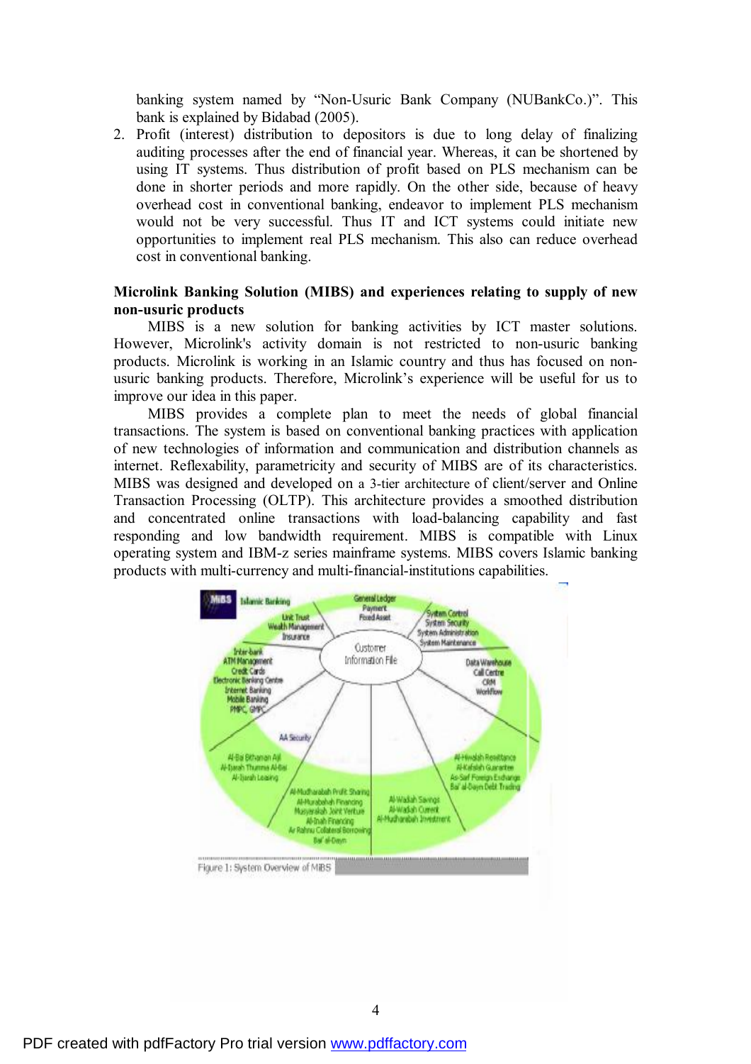banking system named by "Non-Usuric Bank Company (NUBankCo.)". This bank is explained by Bidabad (2005).

2. Profit (interest) distribution to depositors is due to long delay of finalizing auditing processes after the end of financial year. Whereas, it can be shortened by using IT systems. Thus distribution of profit based on PLS mechanism can be done in shorter periods and more rapidly. On the other side, because of heavy overhead cost in conventional banking, endeavor to implement PLS mechanism would not be very successful. Thus IT and ICT systems could initiate new opportunities to implement real PLS mechanism. This also can reduce overhead cost in conventional banking.

**Microlink Banking Solution (MIBS) and experiences relating to supply of new non-usuric products**

MIBS is a new solution for banking activities by ICT master solutions. However, Microlink's activity domain is not restricted to non-usuric banking products. Microlink is working in an Islamic country and thus has focused on non-usuric banking products. Therefore, Microlink's experience will be useful for us to improve our idea in this paper.

MIBS provides a complete plan to meet the needs of global financial transactions. The system is based on conventional banking practices with application of new technologies of information and communication and distribution channels as internet. Reflexability, parametricity and security of MIBS are of its characteristics. MIBS was designed and developed on a 3-tier architecture of client/server and Online Transaction Processing (OLTP). This architecture provides a smoothed distribution and concentrated online transactions with load-balancing capability and fast responding and low bandwidth requirement. MIBS is compatible with Linux operating system and IBM-z series mainframe systems. MIBS covers Islamic banking products with multi-currency and multi-financial-institutions capabilities.

Figure 1: System Overview of MIBS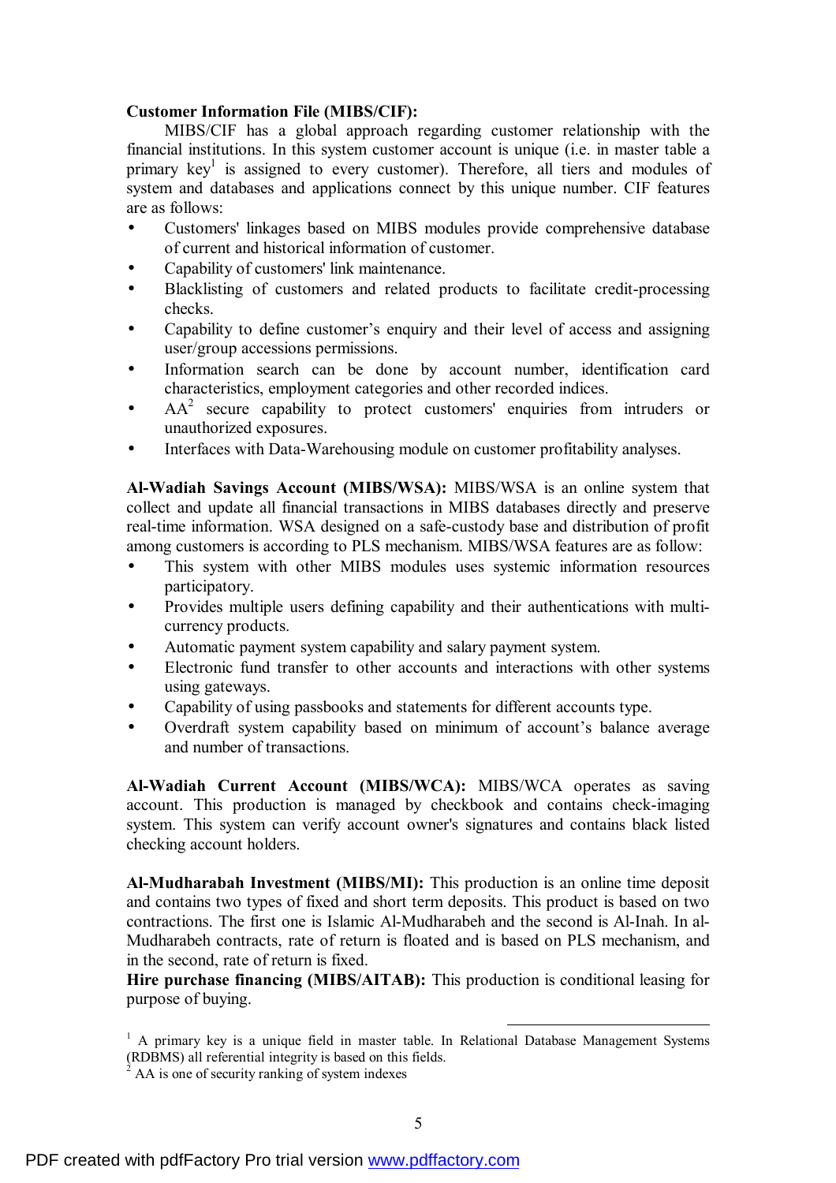**Customer Information File (MIBS/CIF):**

MIBS/CIF has a global approach regarding customer relationship with the financial institutions. In this system customer account is unique (i.e. in master table a primary key[1] is assigned to every customer). Therefore, all tiers and modules of system and databases and applications connect by this unique number. CIF features are as follows:

- Customers' linkages based on MIBS modules provide comprehensive database of current and historical information of customer.
- Capability of customers' link maintenance.
- Blacklisting of customers and related products to facilitate credit-processing checks.
- Capability to define customer's enquiry and their level of access and assigning user/group accessions permissions.
- Information search can be done by account number, identification card characteristics, employment categories and other recorded indices.
- AA[2] secure capability to protect customers' enquiries from intruders or unauthorized exposures.
- Interfaces with Data-Warehousing module on customer profitability analyses.

**Al-Wadiah Savings Account (MIBS/WSA):** MIBS/WSA is an online system that collect and update all financial transactions in MIBS databases directly and preserve real-time information. WSA designed on a safe-custody base and distribution of profit among customers is according to PLS mechanism. MIBS/WSA features are as follow:

- This system with other MIBS modules uses systemic information resources participatory.
- Provides multiple users defining capability and their authentications with multi-currency products.
- Automatic payment system capability and salary payment system.
- Electronic fund transfer to other accounts and interactions with other systems using gateways.
- Capability of using passbooks and statements for different accounts type.
- Overdraft system capability based on minimum of account's balance average and number of transactions.

**Al-Wadiah Current Account (MIBS/WCA):** MIBS/WCA operates as saving account. This production is managed by checkbook and contains check-imaging system. This system can verify account owner's signatures and contains black listed checking account holders.

**Al-Mudharabah Investment (MIBS/MI):** This production is an online time deposit and contains two types of fixed and short term deposits. This product is based on two contractions. The first one is Islamic Al-Mudharabeh and the second is Al-Inah. In al-Mudharabeh contracts, rate of return is floated and is based on PLS mechanism, and in the second, rate of return is fixed.

**Hire purchase financing (MIBS/AITAB):** This production is conditional leasing for purpose of buying.

---

[1] A primary key is a unique field in master table. In Relational Database Management Systems (RDBMS) all referential integrity is based on this fields.

[2] AA is one of security ranking of system indexes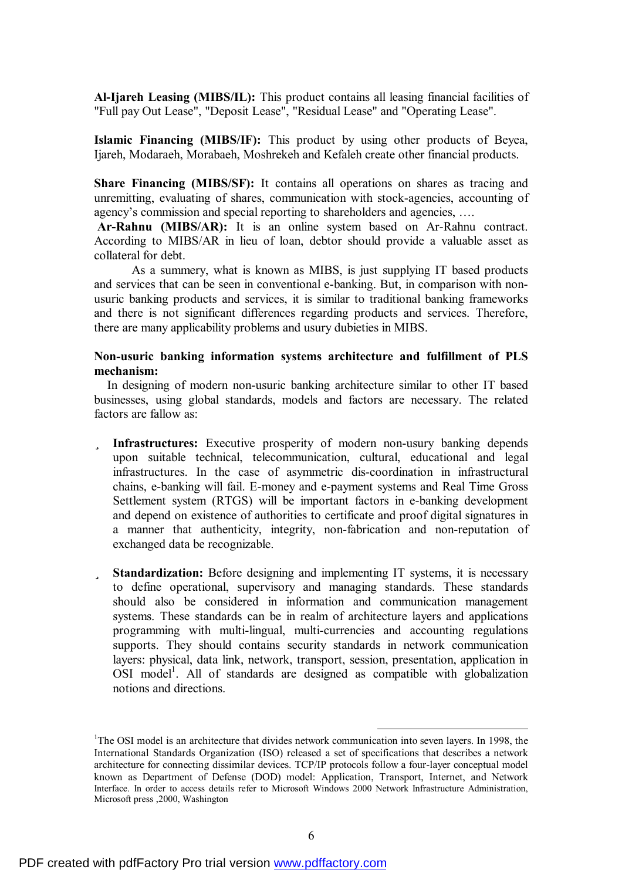**Al-Ijareh Leasing (MIBS/IL):** This product contains all leasing financial facilities of "Full pay Out Lease", "Deposit Lease", "Residual Lease" and "Operating Lease".

**Islamic Financing (MIBS/IF):** This product by using other products of Beyea, Ijareh, Modaraeh, Morabaeh, Moshrekeh and Kefaleh create other financial products.

**Share Financing (MIBS/SF):** It contains all operations on shares as tracing and unremitting, evaluating of shares, communication with stock-agencies, accounting of agency's commission and special reporting to shareholders and agencies, ….

**Ar-Rahnu (MIBS/AR):** It is an online system based on Ar-Rahnu contract. According to MIBS/AR in lieu of loan, debtor should provide a valuable asset as collateral for debt.

As a summery, what is known as MIBS, is just supplying IT based products and services that can be seen in conventional e-banking. But, in comparison with non-usuric banking products and services, it is similar to traditional banking frameworks and there is not significant differences regarding products and services. Therefore, there are many applicability problems and usury dubieties in MIBS.

**Non-usuric banking information systems architecture and fulfillment of PLS mechanism:**

In designing of modern non-usuric banking architecture similar to other IT based businesses, using global standards, models and factors are necessary. The related factors are fallow as:

- **Infrastructures:** Executive prosperity of modern non-usury banking depends upon suitable technical, telecommunication, cultural, educational and legal infrastructures. In the case of asymmetric dis-coordination in infrastructural chains, e-banking will fail. E-money and e-payment systems and Real Time Gross Settlement system (RTGS) will be important factors in e-banking development and depend on existence of authorities to certificate and proof digital signatures in a manner that authenticity, integrity, non-fabrication and non-reputation of exchanged data be recognizable.

- **Standardization:** Before designing and implementing IT systems, it is necessary to define operational, supervisory and managing standards. These standards should also be considered in information and communication management systems. These standards can be in realm of architecture layers and applications programming with multi-lingual, multi-currencies and accounting regulations supports. They should contains security standards in network communication layers: physical, data link, network, transport, session, presentation, application in OSI model[1]. All of standards are designed as compatible with globalization notions and directions.

---

[1] The OSI model is an architecture that divides network communication into seven layers. In 1998, the International Standards Organization (ISO) released a set of specifications that describes a network architecture for connecting dissimilar devices. TCP/IP protocols follow a four-layer conceptual model known as Department of Defense (DOD) model: Application, Transport, Internet, and Network Interface. In order to access details refer to Microsoft Windows 2000 Network Infrastructure Administration, Microsoft press ,2000, Washington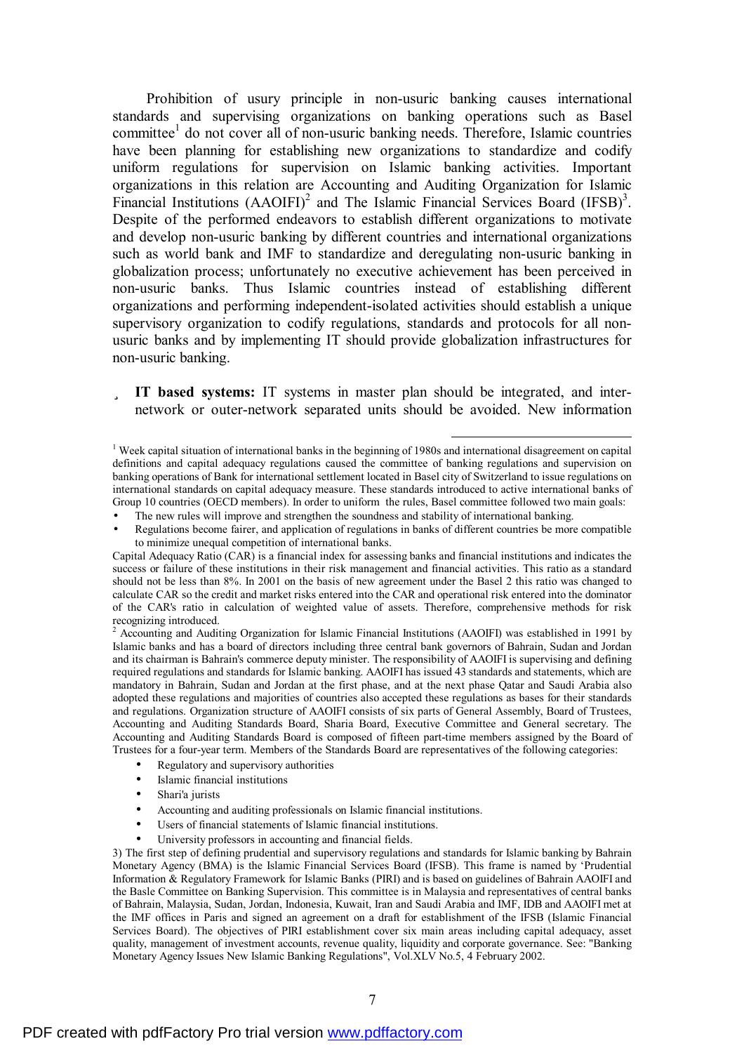Prohibition of usury principle in non-usuric banking causes international standards and supervising organizations on banking operations such as Basel committee[1] do not cover all of non-usuric banking needs. Therefore, Islamic countries have been planning for establishing new organizations to standardize and codify uniform regulations for supervision on Islamic banking activities. Important organizations in this relation are Accounting and Auditing Organization for Islamic Financial Institutions (AAOIFI)[2] and The Islamic Financial Services Board (IFSB)[3]. Despite of the performed endeavors to establish different organizations to motivate and develop non-usuric banking by different countries and international organizations such as world bank and IMF to standardize and deregulating non-usuric banking in globalization process; unfortunately no executive achievement has been perceived in non-usuric banks. Thus Islamic countries instead of establishing different organizations and performing independent-isolated activities should establish a unique supervisory organization to codify regulations, standards and protocols for all non-usuric banks and by implementing IT should provide globalization infrastructures for non-usuric banking.

- **IT based systems:** IT systems in master plan should be integrated, and inter-network or outer-network separated units should be avoided. New information

---

[1] Week capital situation of international banks in the beginning of 1980s and international disagreement on capital definitions and capital adequacy regulations caused the committee of banking regulations and supervision on banking operations of Bank for international settlement located in Basel city of Switzerland to issue regulations on international standards on capital adequacy measure. These standards introduced to active international banks of Group 10 countries (OECD members). In order to uniform the rules, Basel committee followed two main goals:

- The new rules will improve and strengthen the soundness and stability of international banking.
- Regulations become fairer, and application of regulations in banks of different countries be more compatible to minimize unequal competition of international banks.

Capital Adequacy Ratio (CAR) is a financial index for assessing banks and financial institutions and indicates the success or failure of these institutions in their risk management and financial activities. This ratio as a standard should not be less than 8%. In 2001 on the basis of new agreement under the Basel 2 this ratio was changed to calculate CAR so the credit and market risks entered into the CAR and operational risk entered into the dominator of the CAR's ratio in calculation of weighted value of assets. Therefore, comprehensive methods for risk recognizing introduced.

[2] Accounting and Auditing Organization for Islamic Financial Institutions (AAOIFI) was established in 1991 by Islamic banks and has a board of directors including three central bank governors of Bahrain, Sudan and Jordan and its chairman is Bahrain's commerce deputy minister. The responsibility of AAOIFI is supervising and defining required regulations and standards for Islamic banking. AAOIFI has issued 43 standards and statements, which are mandatory in Bahrain, Sudan and Jordan at the first phase, and at the next phase Qatar and Saudi Arabia also adopted these regulations and majorities of countries also accepted these regulations as bases for their standards and regulations. Organization structure of AAOIFI consists of six parts of General Assembly, Board of Trustees, Accounting and Auditing Standards Board, Sharia Board, Executive Committee and General secretary. The Accounting and Auditing Standards Board is composed of fifteen part-time members assigned by the Board of Trustees for a four-year term. Members of the Standards Board are representatives of the following categories:

- Regulatory and supervisory authorities
- Islamic financial institutions
- Shari'a jurists
- Accounting and auditing professionals on Islamic financial institutions.
- Users of financial statements of Islamic financial institutions.
- University professors in accounting and financial fields.

[3] The first step of defining prudential and supervisory regulations and standards for Islamic banking by Bahrain Monetary Agency (BMA) is the Islamic Financial Services Board (IFSB). This frame is named by 'Prudential Information & Regulatory Framework for Islamic Banks (PIRI) and is based on guidelines of Bahrain AAOIFI and the Basle Committee on Banking Supervision. This committee is in Malaysia and representatives of central banks of Bahrain, Malaysia, Sudan, Jordan, Indonesia, Kuwait, Iran and Saudi Arabia and IMF, IDB and AAOIFI met at the IMF offices in Paris and signed an agreement on a draft for establishment of the IFSB (Islamic Financial Services Board). The objectives of PIRI establishment cover six main areas including capital adequacy, asset quality, management of investment accounts, revenue quality, liquidity and corporate governance. See: "Banking Monetary Agency Issues New Islamic Banking Regulations", Vol.XLV No.5, 4 February 2002.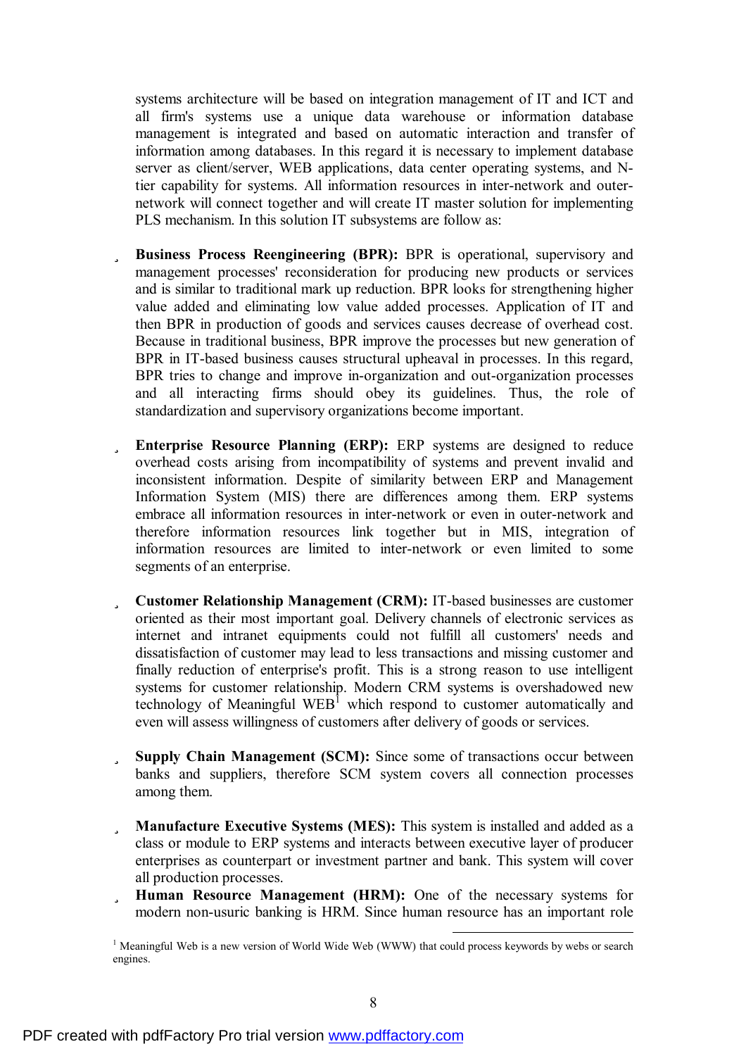systems architecture will be based on integration management of IT and ICT and all firm's systems use a unique data warehouse or information database management is integrated and based on automatic interaction and transfer of information among databases. In this regard it is necessary to implement database server as client/server, WEB applications, data center operating systems, and N-tier capability for systems. All information resources in inter-network and outer-network will connect together and will create IT master solution for implementing PLS mechanism. In this solution IT subsystems are follow as:

- **Business Process Reengineering (BPR):** BPR is operational, supervisory and management processes' reconsideration for producing new products or services and is similar to traditional mark up reduction. BPR looks for strengthening higher value added and eliminating low value added processes. Application of IT and then BPR in production of goods and services causes decrease of overhead cost. Because in traditional business, BPR improve the processes but new generation of BPR in IT-based business causes structural upheaval in processes. In this regard, BPR tries to change and improve in-organization and out-organization processes and all interacting firms should obey its guidelines. Thus, the role of standardization and supervisory organizations become important.

- **Enterprise Resource Planning (ERP):** ERP systems are designed to reduce overhead costs arising from incompatibility of systems and prevent invalid and inconsistent information. Despite of similarity between ERP and Management Information System (MIS) there are differences among them. ERP systems embrace all information resources in inter-network or even in outer-network and therefore information resources link together but in MIS, integration of information resources are limited to inter-network or even limited to some segments of an enterprise.

- **Customer Relationship Management (CRM):** IT-based businesses are customer oriented as their most important goal. Delivery channels of electronic services as internet and intranet equipments could not fulfill all customers' needs and dissatisfaction of customer may lead to less transactions and missing customer and finally reduction of enterprise's profit. This is a strong reason to use intelligent systems for customer relationship. Modern CRM systems is overshadowed new technology of Meaningful WEB[1] which respond to customer automatically and even will assess willingness of customers after delivery of goods or services.

- **Supply Chain Management (SCM):** Since some of transactions occur between banks and suppliers, therefore SCM system covers all connection processes among them.

- **Manufacture Executive Systems (MES):** This system is installed and added as a class or module to ERP systems and interacts between executive layer of producer enterprises as counterpart or investment partner and bank. This system will cover all production processes.
- **Human Resource Management (HRM):** One of the necessary systems for modern non-usuric banking is HRM. Since human resource has an important role

[1] Meaningful Web is a new version of World Wide Web (WWW) that could process keywords by webs or search engines.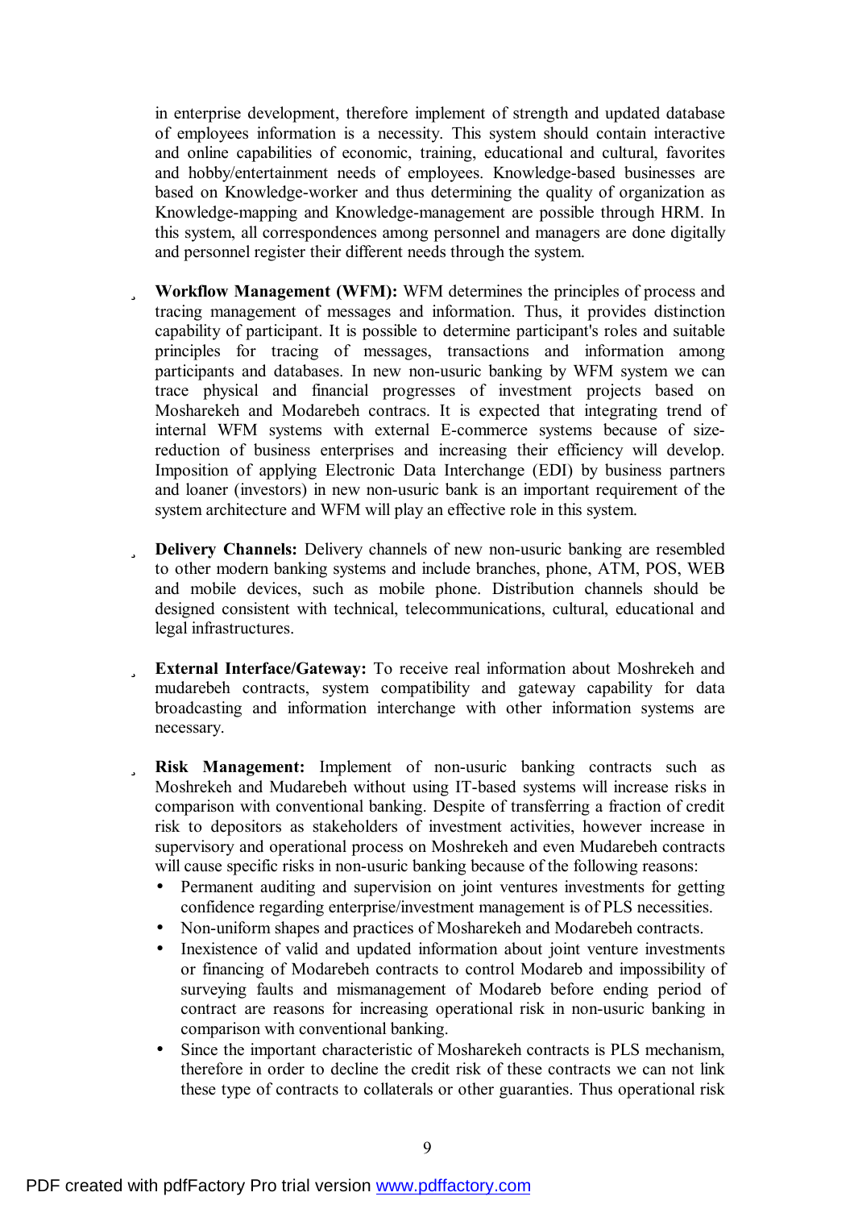in enterprise development, therefore implement of strength and updated database of employees information is a necessity. This system should contain interactive and online capabilities of economic, training, educational and cultural, favorites and hobby/entertainment needs of employees. Knowledge-based businesses are based on Knowledge-worker and thus determining the quality of organization as Knowledge-mapping and Knowledge-management are possible through HRM. In this system, all correspondences among personnel and managers are done digitally and personnel register their different needs through the system.

- **Workflow Management (WFM):** WFM determines the principles of process and tracing management of messages and information. Thus, it provides distinction capability of participant. It is possible to determine participant's roles and suitable principles for tracing of messages, transactions and information among participants and databases. In new non-usuric banking by WFM system we can trace physical and financial progresses of investment projects based on Mosharekeh and Modarebeh contracs. It is expected that integrating trend of internal WFM systems with external E-commerce systems because of size-reduction of business enterprises and increasing their efficiency will develop. Imposition of applying Electronic Data Interchange (EDI) by business partners and loaner (investors) in new non-usuric bank is an important requirement of the system architecture and WFM will play an effective role in this system.

- **Delivery Channels:** Delivery channels of new non-usuric banking are resembled to other modern banking systems and include branches, phone, ATM, POS, WEB and mobile devices, such as mobile phone. Distribution channels should be designed consistent with technical, telecommunications, cultural, educational and legal infrastructures.

- **External Interface/Gateway:** To receive real information about Moshrekeh and mudarebeh contracts, system compatibility and gateway capability for data broadcasting and information interchange with other information systems are necessary.

- **Risk Management:** Implement of non-usuric banking contracts such as Moshrekeh and Mudarebeh without using IT-based systems will increase risks in comparison with conventional banking. Despite of transferring a fraction of credit risk to depositors as stakeholders of investment activities, however increase in supervisory and operational process on Moshrekeh and even Mudarebeh contracts will cause specific risks in non-usuric banking because of the following reasons:
  - Permanent auditing and supervision on joint ventures investments for getting confidence regarding enterprise/investment management is of PLS necessities.
  - Non-uniform shapes and practices of Mosharekeh and Modarebeh contracts.
  - Inexistence of valid and updated information about joint venture investments or financing of Modarebeh contracts to control Modareb and impossibility of surveying faults and mismanagement of Modareb before ending period of contract are reasons for increasing operational risk in non-usuric banking in comparison with conventional banking.
  - Since the important characteristic of Mosharekeh contracts is PLS mechanism, therefore in order to decline the credit risk of these contracts we can not link these type of contracts to collaterals or other guaranties. Thus operational risk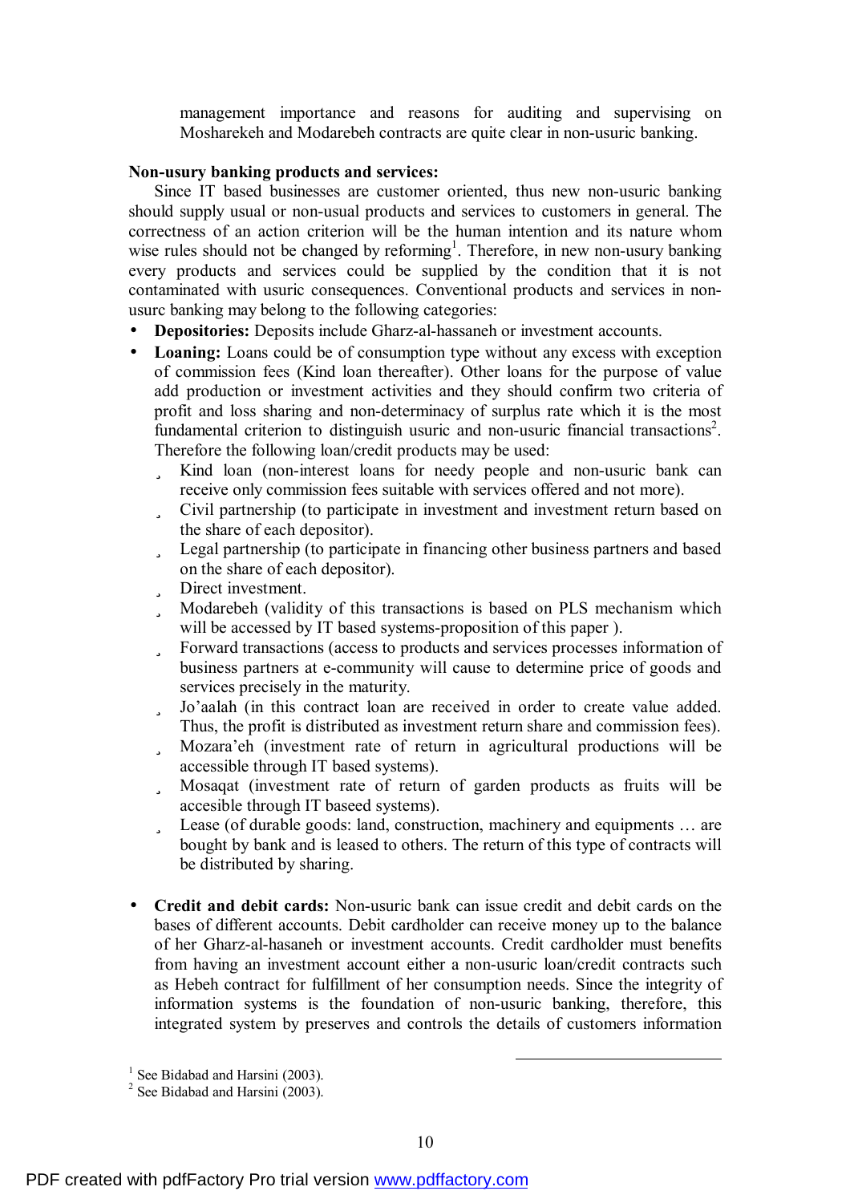management importance and reasons for auditing and supervising on Mosharekeh and Modarebeh contracts are quite clear in non-usuric banking.

**Non-usury banking products and services:**

Since IT based businesses are customer oriented, thus new non-usuric banking should supply usual or non-usual products and services to customers in general. The correctness of an action criterion will be the human intention and its nature whom wise rules should not be changed by reforming[1]. Therefore, in new non-usury banking every products and services could be supplied by the condition that it is not contaminated with usuric consequences. Conventional products and services in non-usurc banking may belong to the following categories:

- **Depositories:** Deposits include Gharz-al-hassaneh or investment accounts.
- **Loaning:** Loans could be of consumption type without any excess with exception of commission fees (Kind loan thereafter). Other loans for the purpose of value add production or investment activities and they should confirm two criteria of profit and loss sharing and non-determinacy of surplus rate which it is the most fundamental criterion to distinguish usuric and non-usuric financial transactions[2]. Therefore the following loan/credit products may be used:
  - Kind loan (non-interest loans for needy people and non-usuric bank can receive only commission fees suitable with services offered and not more).
  - Civil partnership (to participate in investment and investment return based on the share of each depositor).
  - Legal partnership (to participate in financing other business partners and based on the share of each depositor).
  - Direct investment.
  - Modarebeh (validity of this transactions is based on PLS mechanism which will be accessed by IT based systems-proposition of this paper ).
  - Forward transactions (access to products and services processes information of business partners at e-community will cause to determine price of goods and services precisely in the maturity.
  - Jo'aalah (in this contract loan are received in order to create value added. Thus, the profit is distributed as investment return share and commission fees).
  - Mozara'eh (investment rate of return in agricultural productions will be accessible through IT based systems).
  - Mosaqat (investment rate of return of garden products as fruits will be accesible through IT baseed systems).
  - Lease (of durable goods: land, construction, machinery and equipments … are bought by bank and is leased to others. The return of this type of contracts will be distributed by sharing.

- **Credit and debit cards:** Non-usuric bank can issue credit and debit cards on the bases of different accounts. Debit cardholder can receive money up to the balance of her Gharz-al-hasaneh or investment accounts. Credit cardholder must benefits from having an investment account either a non-usuric loan/credit contracts such as Hebeh contract for fulfillment of her consumption needs. Since the integrity of information systems is the foundation of non-usuric banking, therefore, this integrated system by preserves and controls the details of customers information

---

[1] See Bidabad and Harsini (2003).

[2] See Bidabad and Harsini (2003).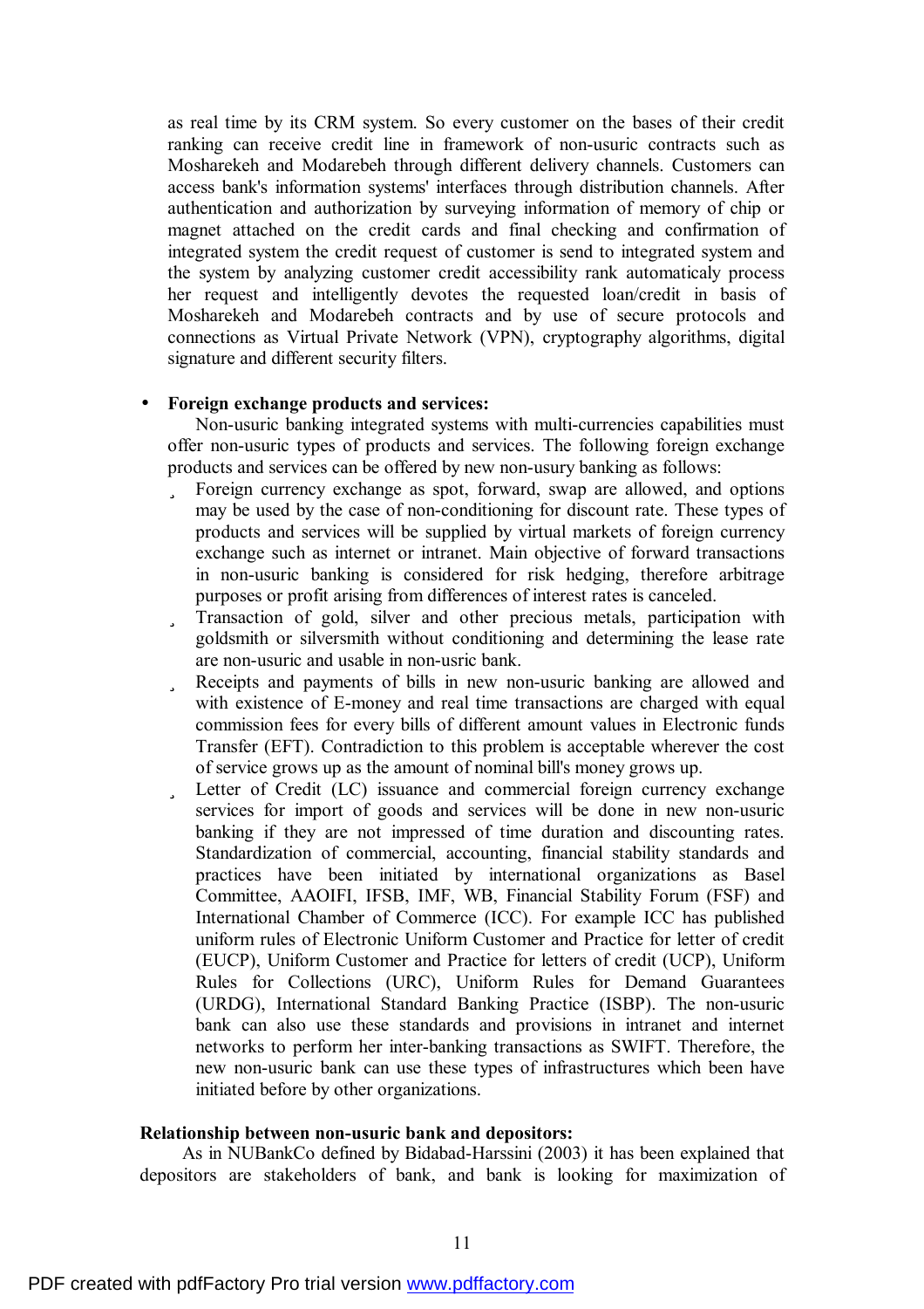as real time by its CRM system. So every customer on the bases of their credit ranking can receive credit line in framework of non-usuric contracts such as Mosharekeh and Modarebeh through different delivery channels. Customers can access bank's information systems' interfaces through distribution channels. After authentication and authorization by surveying information of memory of chip or magnet attached on the credit cards and final checking and confirmation of integrated system the credit request of customer is send to integrated system and the system by analyzing customer credit accessibility rank automaticaly process her request and intelligently devotes the requested loan/credit in basis of Mosharekeh and Modarebeh contracts and by use of secure protocols and connections as Virtual Private Network (VPN), cryptography algorithms, digital signature and different security filters.

- **Foreign exchange products and services:**

  Non-usuric banking integrated systems with multi-currencies capabilities must offer non-usuric types of products and services. The following foreign exchange products and services can be offered by new non-usury banking as follows:

  - Foreign currency exchange as spot, forward, swap are allowed, and options may be used by the case of non-conditioning for discount rate. These types of products and services will be supplied by virtual markets of foreign currency exchange such as internet or intranet. Main objective of forward transactions in non-usuric banking is considered for risk hedging, therefore arbitrage purposes or profit arising from differences of interest rates is canceled.
  - Transaction of gold, silver and other precious metals, participation with goldsmith or silversmith without conditioning and determining the lease rate are non-usuric and usable in non-usric bank.
  - Receipts and payments of bills in new non-usuric banking are allowed and with existence of E-money and real time transactions are charged with equal commission fees for every bills of different amount values in Electronic funds Transfer (EFT). Contradiction to this problem is acceptable wherever the cost of service grows up as the amount of nominal bill's money grows up.
  - Letter of Credit (LC) issuance and commercial foreign currency exchange services for import of goods and services will be done in new non-usuric banking if they are not impressed of time duration and discounting rates. Standardization of commercial, accounting, financial stability standards and practices have been initiated by international organizations as Basel Committee, AAOIFI, IFSB, IMF, WB, Financial Stability Forum (FSF) and International Chamber of Commerce (ICC). For example ICC has published uniform rules of Electronic Uniform Customer and Practice for letter of credit (EUCP), Uniform Customer and Practice for letters of credit (UCP), Uniform Rules for Collections (URC), Uniform Rules for Demand Guarantees (URDG), International Standard Banking Practice (ISBP). The non-usuric bank can also use these standards and provisions in intranet and internet networks to perform her inter-banking transactions as SWIFT. Therefore, the new non-usuric bank can use these types of infrastructures which been have initiated before by other organizations.

**Relationship between non-usuric bank and depositors:**

As in NUBankCo defined by Bidabad-Harssini (2003) it has been explained that depositors are stakeholders of bank, and bank is looking for maximization of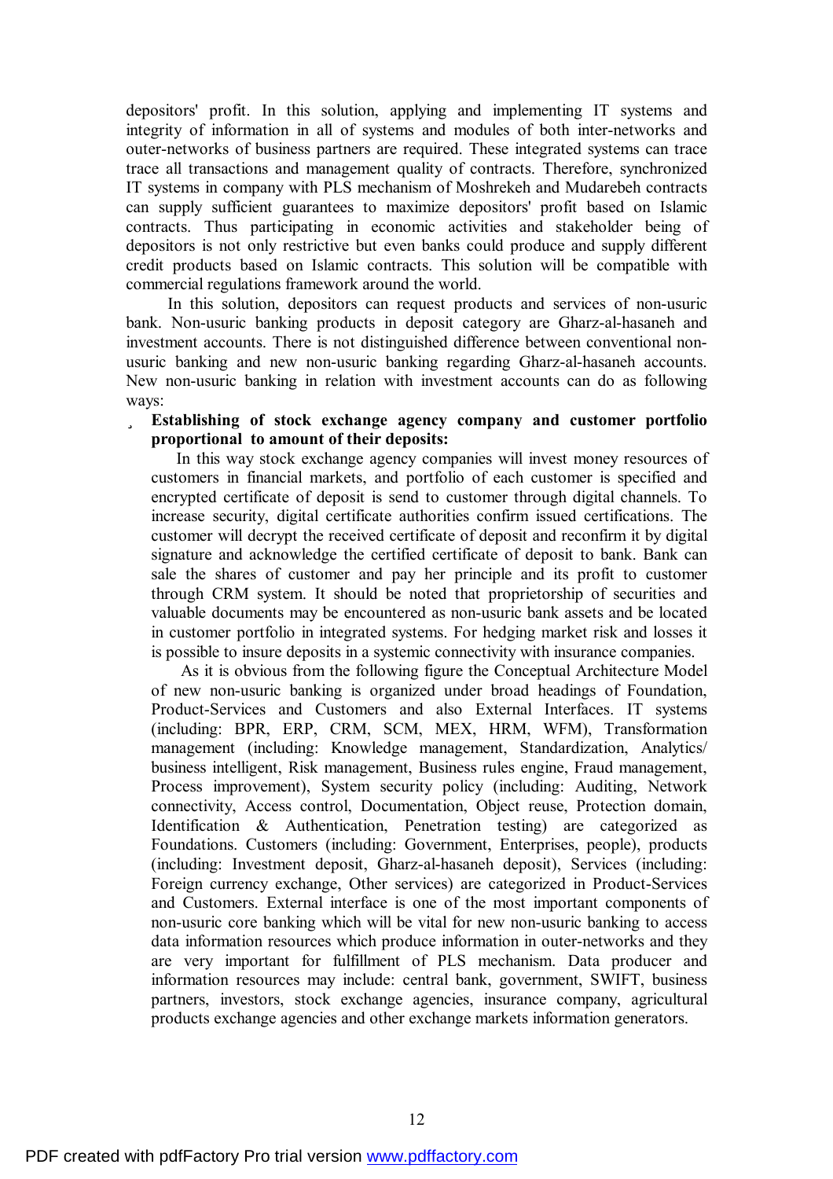depositors' profit. In this solution, applying and implementing IT systems and integrity of information in all of systems and modules of both inter-networks and outer-networks of business partners are required. These integrated systems can trace trace all transactions and management quality of contracts. Therefore, synchronized IT systems in company with PLS mechanism of Moshrekeh and Mudarebeh contracts can supply sufficient guarantees to maximize depositors' profit based on Islamic contracts. Thus participating in economic activities and stakeholder being of depositors is not only restrictive but even banks could produce and supply different credit products based on Islamic contracts. This solution will be compatible with commercial regulations framework around the world.

In this solution, depositors can request products and services of non-usuric bank. Non-usuric banking products in deposit category are Gharz-al-hasaneh and investment accounts. There is not distinguished difference between conventional non-usuric banking and new non-usuric banking regarding Gharz-al-hasaneh accounts. New non-usuric banking in relation with investment accounts can do as following ways:

- **Establishing of stock exchange agency company and customer portfolio proportional to amount of their deposits:**

  In this way stock exchange agency companies will invest money resources of customers in financial markets, and portfolio of each customer is specified and encrypted certificate of deposit is send to customer through digital channels. To increase security, digital certificate authorities confirm issued certifications. The customer will decrypt the received certificate of deposit and reconfirm it by digital signature and acknowledge the certified certificate of deposit to bank. Bank can sale the shares of customer and pay her principle and its profit to customer through CRM system. It should be noted that proprietorship of securities and valuable documents may be encountered as non-usuric bank assets and be located in customer portfolio in integrated systems. For hedging market risk and losses it is possible to insure deposits in a systemic connectivity with insurance companies.

  As it is obvious from the following figure the Conceptual Architecture Model of new non-usuric banking is organized under broad headings of Foundation, Product-Services and Customers and also External Interfaces. IT systems (including: BPR, ERP, CRM, SCM, MEX, HRM, WFM), Transformation management (including: Knowledge management, Standardization, Analytics/ business intelligent, Risk management, Business rules engine, Fraud management, Process improvement), System security policy (including: Auditing, Network connectivity, Access control, Documentation, Object reuse, Protection domain, Identification & Authentication, Penetration testing) are categorized as Foundations. Customers (including: Government, Enterprises, people), products (including: Investment deposit, Gharz-al-hasaneh deposit), Services (including: Foreign currency exchange, Other services) are categorized in Product-Services and Customers. External interface is one of the most important components of non-usuric core banking which will be vital for new non-usuric banking to access data information resources which produce information in outer-networks and they are very important for fulfillment of PLS mechanism. Data producer and information resources may include: central bank, government, SWIFT, business partners, investors, stock exchange agencies, insurance company, agricultural products exchange agencies and other exchange markets information generators.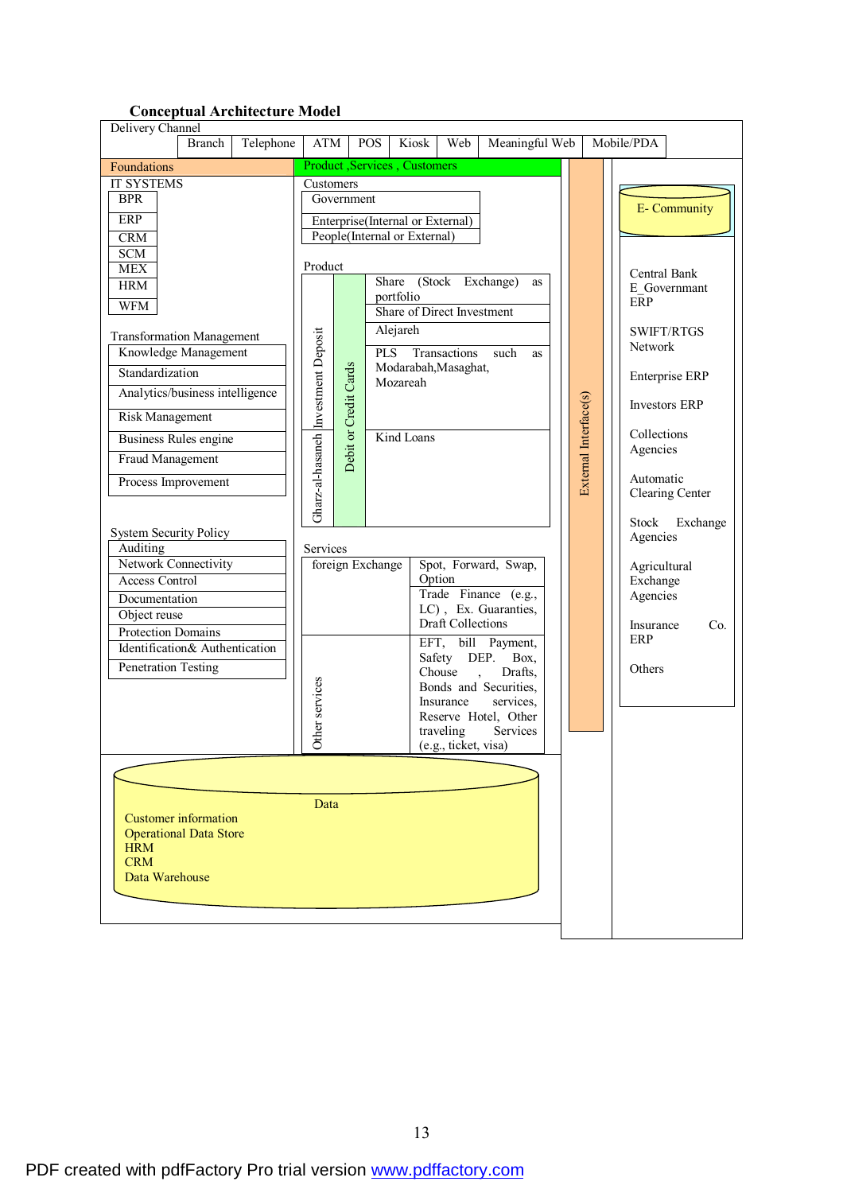### Conceptual Architecture Model

**Delivery Channel**

| Branch | Telephone | ATM | POS | Kiosk | Web | Meaningful Web | Mobile/PDA |
|---|---|---|---|---|---|---|---|

**Foundations**

IT SYSTEMS
- BPR
- ERP
- CRM
- SCM
- MEX
- HRM
- WFM

Transformation Management
- Knowledge Management
- Standardization
- Analytics/business intelligence
- Risk Management
- Business Rules engine
- Fraud Management
- Process Improvement

System Security Policy
- Auditing
- Network Connectivity
- Access Control
- Documentation
- Object reuse
- Protection Domains
- Identification& Authentication
- Penetration Testing

**Product ,Services , Customers**

Customers
- Government
- Enterprise(Internal or External)
- People(Internal or External)

Product

| Gharz-al-hasaneh | Investment Deposit | Debit or Credit Cards | |
|---|---|---|---|
| | | | Share (Stock Exchange) as portfolio |
| | | | Share of Direct Investment |
| | | | Alejareh |
| | | | PLS Transactions such as Modarabah,Masaghat, Mozareah |
| | | | Kind Loans |

Services

| | |
|---|---|
| foreign Exchange | Spot, Forward, Swap, Option |
| | Trade Finance (e.g., LC) , Ex. Guaranties, Draft Collections |
| Other services | EFT, bill Payment, Safety DEP. Box, Chouse , Drafts, Bonds and Securities, Insurance services, Reserve Hotel, Other traveling Services (e.g., ticket, visa) |

**External Interface(s)**

**E- Community**
- Central Bank
- E_Governmant ERP
- SWIFT/RTGS Network
- Enterprise ERP
- Investors ERP
- Collections Agencies
- Automatic Clearing Center
- Stock Exchange Agencies
- Agricultural Exchange Agencies
- Insurance Co. ERP
- Others

**Data**
- Customer information
- Operational Data Store
- HRM
- CRM
- Data Warehouse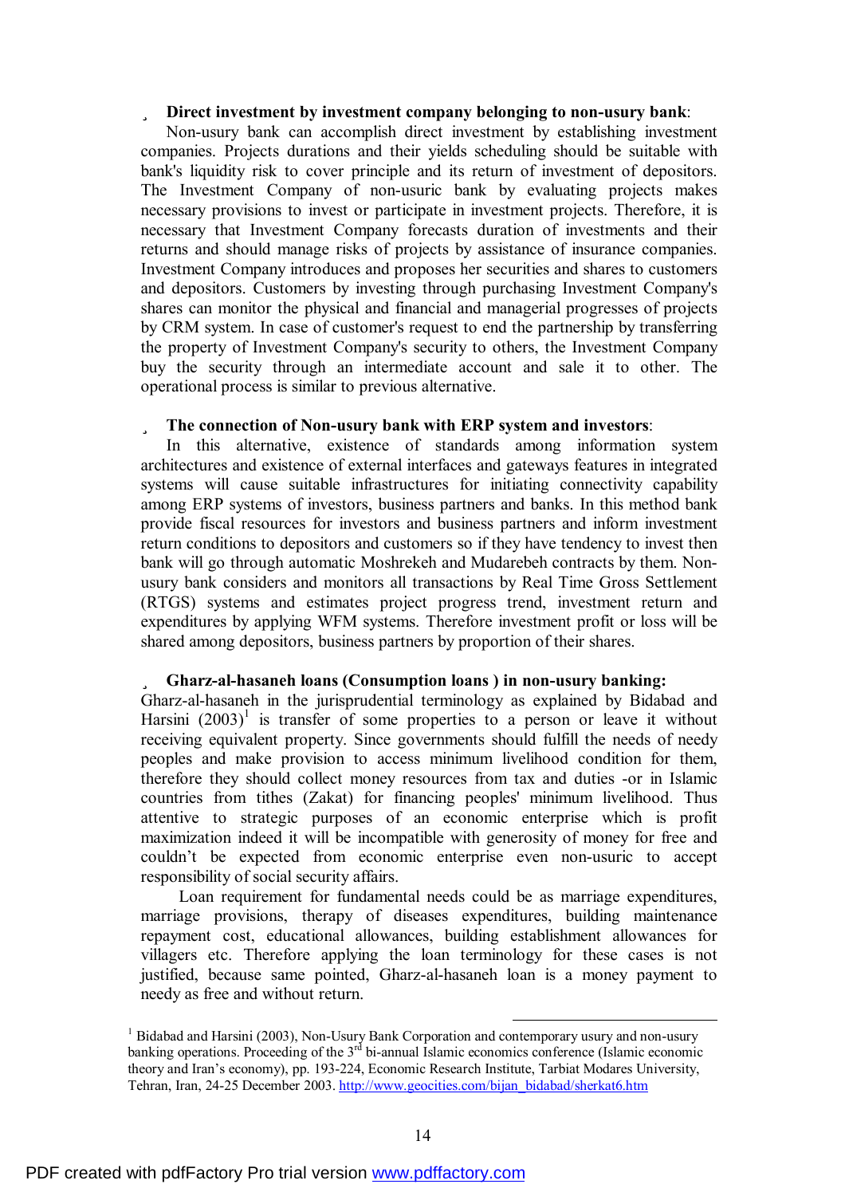- **Direct investment by investment company belonging to non-usury bank**:

Non-usury bank can accomplish direct investment by establishing investment companies. Projects durations and their yields scheduling should be suitable with bank's liquidity risk to cover principle and its return of investment of depositors. The Investment Company of non-usuric bank by evaluating projects makes necessary provisions to invest or participate in investment projects. Therefore, it is necessary that Investment Company forecasts duration of investments and their returns and should manage risks of projects by assistance of insurance companies. Investment Company introduces and proposes her securities and shares to customers and depositors. Customers by investing through purchasing Investment Company's shares can monitor the physical and financial and managerial progresses of projects by CRM system. In case of customer's request to end the partnership by transferring the property of Investment Company's security to others, the Investment Company buy the security through an intermediate account and sale it to other. The operational process is similar to previous alternative.

- **The connection of Non-usury bank with ERP system and investors**:

In this alternative, existence of standards among information system architectures and existence of external interfaces and gateways features in integrated systems will cause suitable infrastructures for initiating connectivity capability among ERP systems of investors, business partners and banks. In this method bank provide fiscal resources for investors and business partners and inform investment return conditions to depositors and customers so if they have tendency to invest then bank will go through automatic Moshrekeh and Mudarebeh contracts by them. Non-usury bank considers and monitors all transactions by Real Time Gross Settlement (RTGS) systems and estimates project progress trend, investment return and expenditures by applying WFM systems. Therefore investment profit or loss will be shared among depositors, business partners by proportion of their shares.

- **Gharz-al-hasaneh loans (Consumption loans ) in non-usury banking:**

Gharz-al-hasaneh in the jurisprudential terminology as explained by Bidabad and Harsini (2003)[1] is transfer of some properties to a person or leave it without receiving equivalent property. Since governments should fulfill the needs of needy peoples and make provision to access minimum livelihood condition for them, therefore they should collect money resources from tax and duties -or in Islamic countries from tithes (Zakat) for financing peoples' minimum livelihood. Thus attentive to strategic purposes of an economic enterprise which is profit maximization indeed it will be incompatible with generosity of money for free and couldn't be expected from economic enterprise even non-usuric to accept responsibility of social security affairs.

Loan requirement for fundamental needs could be as marriage expenditures, marriage provisions, therapy of diseases expenditures, building maintenance repayment cost, educational allowances, building establishment allowances for villagers etc. Therefore applying the loan terminology for these cases is not justified, because same pointed, Gharz-al-hasaneh loan is a money payment to needy as free and without return.

---

[1] Bidabad and Harsini (2003), Non-Usury Bank Corporation and contemporary usury and non-usury banking operations. Proceeding of the 3rd bi-annual Islamic economics conference (Islamic economic theory and Iran's economy), pp. 193-224, Economic Research Institute, Tarbiat Modares University, Tehran, Iran, 24-25 December 2003. http://www.geocities.com/bijan_bidabad/sherkat6.htm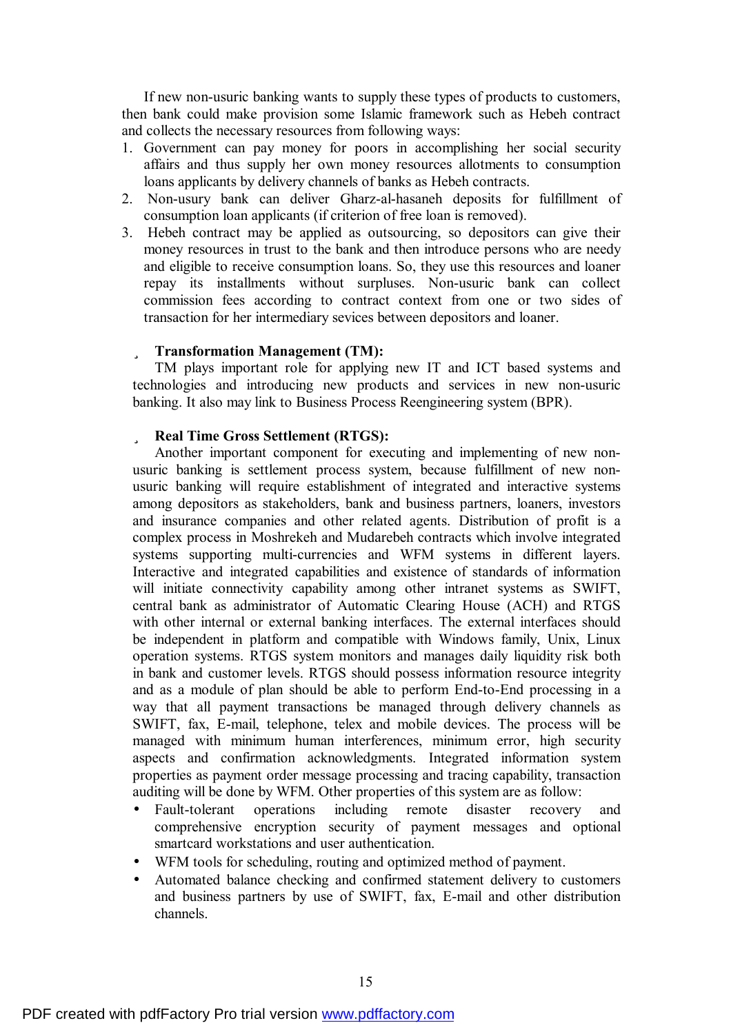If new non-usuric banking wants to supply these types of products to customers, then bank could make provision some Islamic framework such as Hebeh contract and collects the necessary resources from following ways:

1. Government can pay money for poors in accomplishing her social security affairs and thus supply her own money resources allotments to consumption loans applicants by delivery channels of banks as Hebeh contracts.
2. Non-usury bank can deliver Gharz-al-hasaneh deposits for fulfillment of consumption loan applicants (if criterion of free loan is removed).
3. Hebeh contract may be applied as outsourcing, so depositors can give their money resources in trust to the bank and then introduce persons who are needy and eligible to receive consumption loans. So, they use this resources and loaner repay its installments without surpluses. Non-usuric bank can collect commission fees according to contract context from one or two sides of transaction for her intermediary sevices between depositors and loaner.

- **Transformation Management (TM):**

TM plays important role for applying new IT and ICT based systems and technologies and introducing new products and services in new non-usuric banking. It also may link to Business Process Reengineering system (BPR).

- **Real Time Gross Settlement (RTGS):**

Another important component for executing and implementing of new non-usuric banking is settlement process system, because fulfillment of new non-usuric banking will require establishment of integrated and interactive systems among depositors as stakeholders, bank and business partners, loaners, investors and insurance companies and other related agents. Distribution of profit is a complex process in Moshrekeh and Mudarebeh contracts which involve integrated systems supporting multi-currencies and WFM systems in different layers. Interactive and integrated capabilities and existence of standards of information will initiate connectivity capability among other intranet systems as SWIFT, central bank as administrator of Automatic Clearing House (ACH) and RTGS with other internal or external banking interfaces. The external interfaces should be independent in platform and compatible with Windows family, Unix, Linux operation systems. RTGS system monitors and manages daily liquidity risk both in bank and customer levels. RTGS should possess information resource integrity and as a module of plan should be able to perform End-to-End processing in a way that all payment transactions be managed through delivery channels as SWIFT, fax, E-mail, telephone, telex and mobile devices. The process will be managed with minimum human interferences, minimum error, high security aspects and confirmation acknowledgments. Integrated information system properties as payment order message processing and tracing capability, transaction auditing will be done by WFM. Other properties of this system are as follow:

- Fault-tolerant operations including remote disaster recovery and comprehensive encryption security of payment messages and optional smartcard workstations and user authentication.
- WFM tools for scheduling, routing and optimized method of payment.
- Automated balance checking and confirmed statement delivery to customers and business partners by use of SWIFT, fax, E-mail and other distribution channels.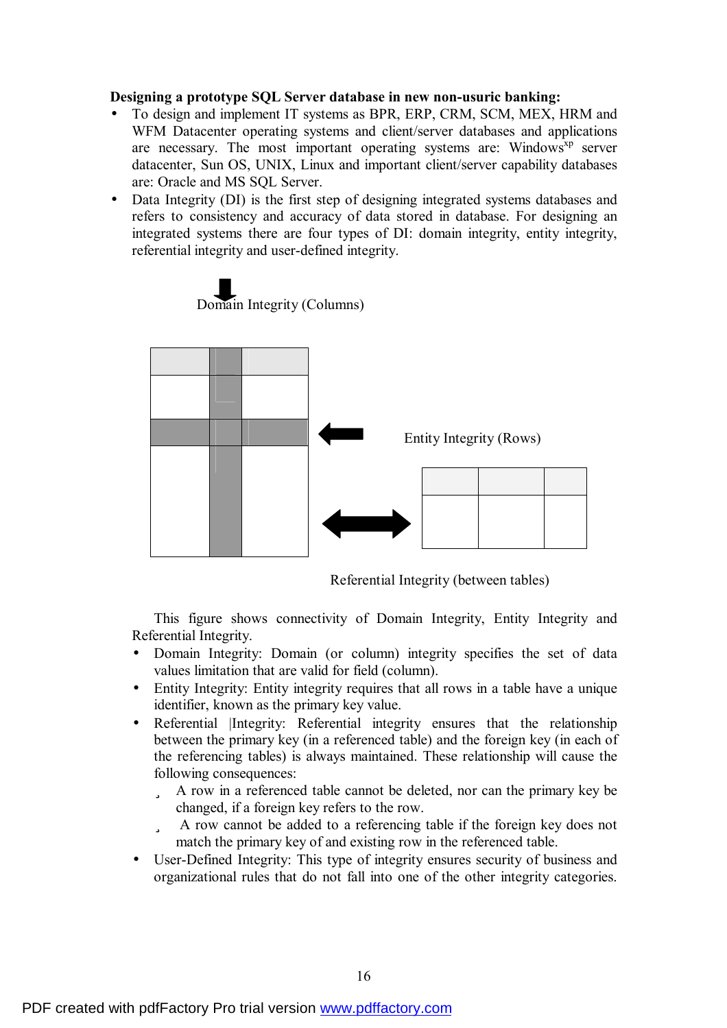**Designing a prototype SQL Server database in new non-usuric banking:**

- To design and implement IT systems as BPR, ERP, CRM, SCM, MEX, HRM and WFM Datacenter operating systems and client/server databases and applications are necessary. The most important operating systems are: Windows[xp] server datacenter, Sun OS, UNIX, Linux and important client/server capability databases are: Oracle and MS SQL Server.
- Data Integrity (DI) is the first step of designing integrated systems databases and refers to consistency and accuracy of data stored in database. For designing an integrated systems there are four types of DI: domain integrity, entity integrity, referential integrity and user-defined integrity.

Domain Integrity (Columns)

Entity Integrity (Rows)

Referential Integrity (between tables)

This figure shows connectivity of Domain Integrity, Entity Integrity and Referential Integrity.

- Domain Integrity: Domain (or column) integrity specifies the set of data values limitation that are valid for field (column).
- Entity Integrity: Entity integrity requires that all rows in a table have a unique identifier, known as the primary key value.
- Referential |Integrity: Referential integrity ensures that the relationship between the primary key (in a referenced table) and the foreign key (in each of the referencing tables) is always maintained. These relationship will cause the following consequences:
  - A row in a referenced table cannot be deleted, nor can the primary key be changed, if a foreign key refers to the row.
  - A row cannot be added to a referencing table if the foreign key does not match the primary key of and existing row in the referenced table.
- User-Defined Integrity: This type of integrity ensures security of business and organizational rules that do not fall into one of the other integrity categories.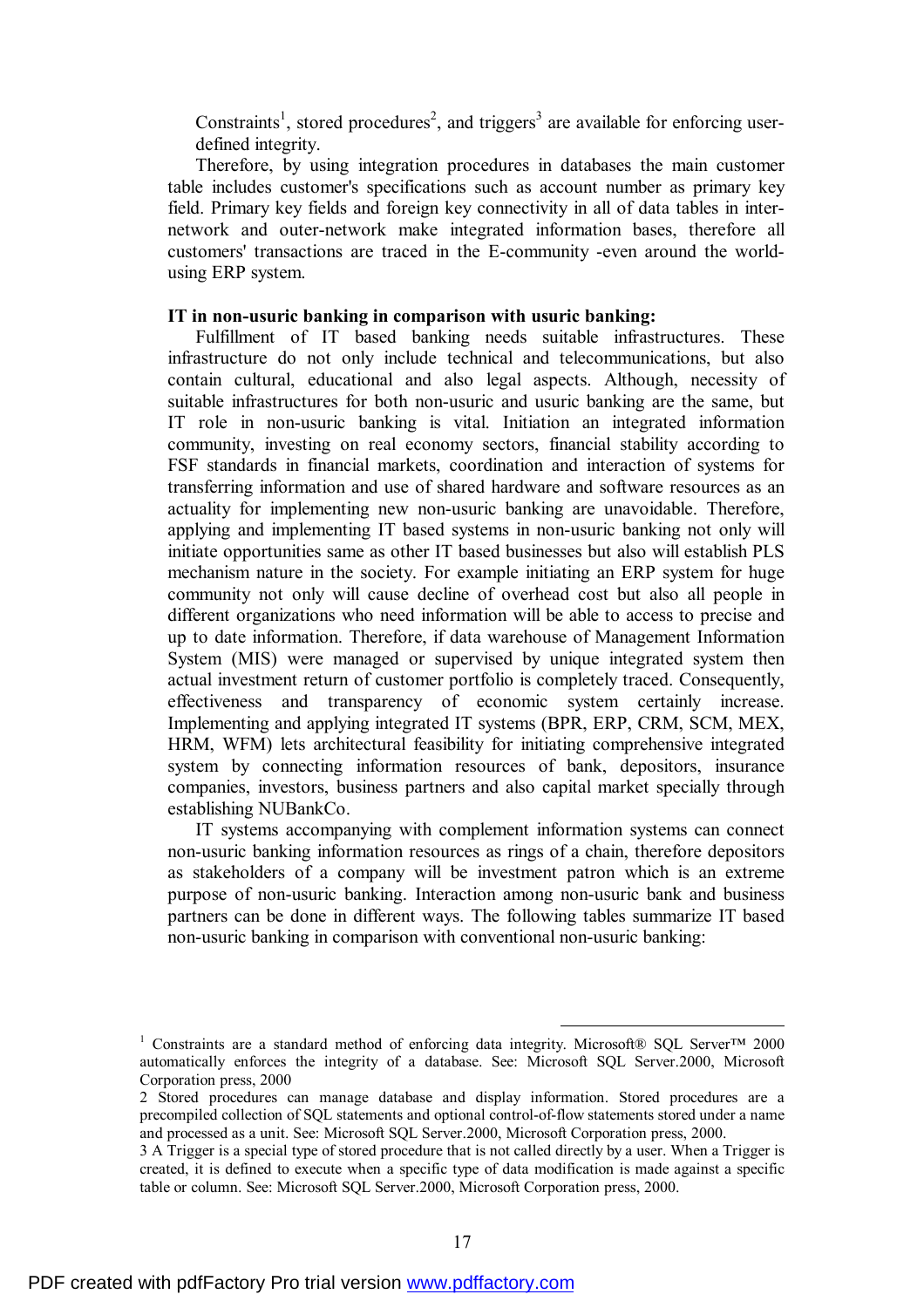Constraints[1], stored procedures[2], and triggers[3] are available for enforcing user-defined integrity.

Therefore, by using integration procedures in databases the main customer table includes customer's specifications such as account number as primary key field. Primary key fields and foreign key connectivity in all of data tables in inter-network and outer-network make integrated information bases, therefore all customers' transactions are traced in the E-community -even around the world- using ERP system.

**IT in non-usuric banking in comparison with usuric banking:**

Fulfillment of IT based banking needs suitable infrastructures. These infrastructure do not only include technical and telecommunications, but also contain cultural, educational and also legal aspects. Although, necessity of suitable infrastructures for both non-usuric and usuric banking are the same, but IT role in non-usuric banking is vital. Initiation an integrated information community, investing on real economy sectors, financial stability according to FSF standards in financial markets, coordination and interaction of systems for transferring information and use of shared hardware and software resources as an actuality for implementing new non-usuric banking are unavoidable. Therefore, applying and implementing IT based systems in non-usuric banking not only will initiate opportunities same as other IT based businesses but also will establish PLS mechanism nature in the society. For example initiating an ERP system for huge community not only will cause decline of overhead cost but also all people in different organizations who need information will be able to access to precise and up to date information. Therefore, if data warehouse of Management Information System (MIS) were managed or supervised by unique integrated system then actual investment return of customer portfolio is completely traced. Consequently, effectiveness and transparency of economic system certainly increase. Implementing and applying integrated IT systems (BPR, ERP, CRM, SCM, MEX, HRM, WFM) lets architectural feasibility for initiating comprehensive integrated system by connecting information resources of bank, depositors, insurance companies, investors, business partners and also capital market specially through establishing NUBankCo.

IT systems accompanying with complement information systems can connect non-usuric banking information resources as rings of a chain, therefore depositors as stakeholders of a company will be investment patron which is an extreme purpose of non-usuric banking. Interaction among non-usuric bank and business partners can be done in different ways. The following tables summarize IT based non-usuric banking in comparison with conventional non-usuric banking:

---

[1] Constraints are a standard method of enforcing data integrity. Microsoft® SQL Server™ 2000 automatically enforces the integrity of a database. See: Microsoft SQL Server.2000, Microsoft Corporation press, 2000

[2] Stored procedures can manage database and display information. Stored procedures are a precompiled collection of SQL statements and optional control-of-flow statements stored under a name and processed as a unit. See: Microsoft SQL Server.2000, Microsoft Corporation press, 2000.

[3] A Trigger is a special type of stored procedure that is not called directly by a user. When a Trigger is created, it is defined to execute when a specific type of data modification is made against a specific table or column. See: Microsoft SQL Server.2000, Microsoft Corporation press, 2000.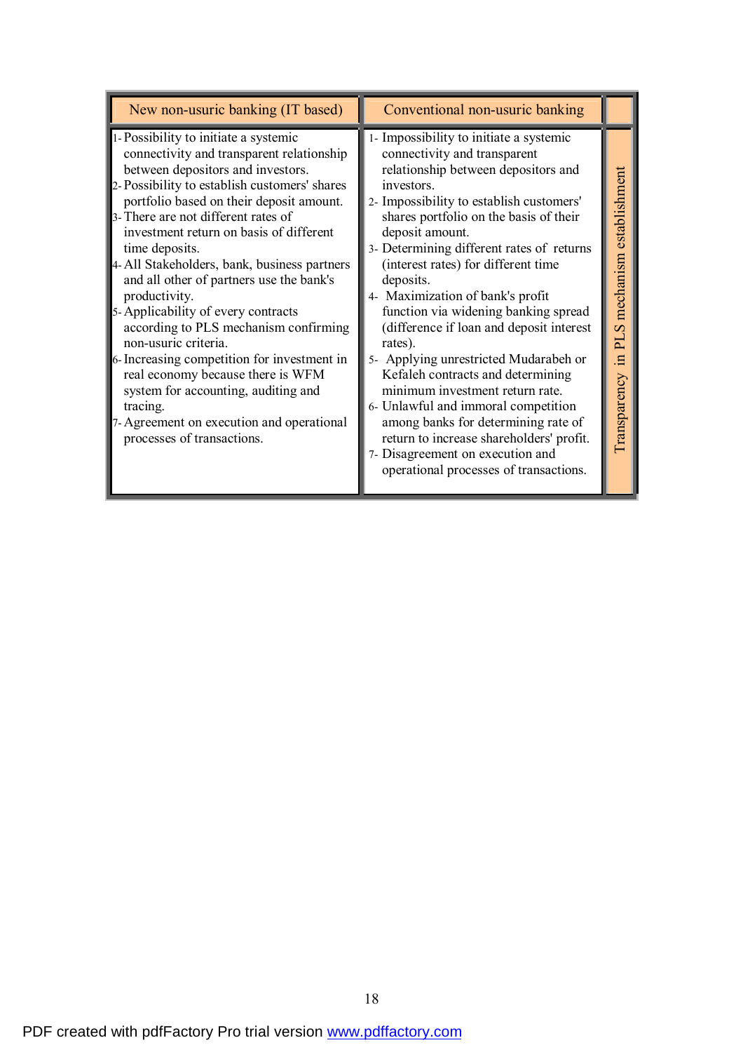| New non-usuric banking (IT based) | Conventional non-usuric banking | |
|---|---|---|
| 1- Possibility to initiate a systemic connectivity and transparent relationship between depositors and investors.<br>2- Possibility to establish customers' shares portfolio based on their deposit amount.<br>3- There are not different rates of investment return on basis of different time deposits.<br>4- All Stakeholders, bank, business partners and all other of partners use the bank's productivity.<br>5- Applicability of every contracts according to PLS mechanism confirming non-usuric criteria.<br>6- Increasing competition for investment in real economy because there is WFM system for accounting, auditing and tracing.<br>7- Agreement on execution and operational processes of transactions. | 1- Impossibility to initiate a systemic connectivity and transparent relationship between depositors and investors.<br>2- Impossibility to establish customers' shares portfolio on the basis of their deposit amount.<br>3- Determining different rates of returns (interest rates) for different time deposits.<br>4- Maximization of bank's profit function via widening banking spread (difference if loan and deposit interest rates).<br>5- Applying unrestricted Mudarabeh or Kefaleh contracts and determining minimum investment return rate.<br>6- Unlawful and immoral competition among banks for determining rate of return to increase shareholders' profit.<br>7- Disagreement on execution and operational processes of transactions. | Transparency in PLS mechanism establishment |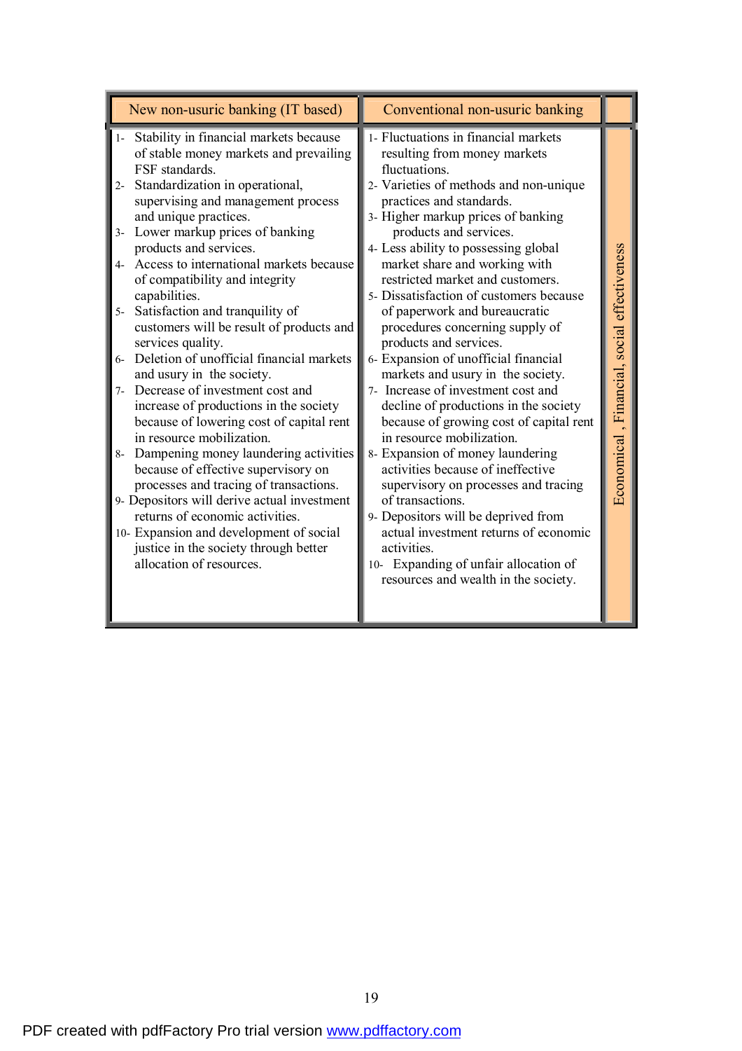| New non-usuric banking (IT based) | Conventional non-usuric banking | |
|---|---|---|
| 1- Stability in financial markets because of stable money markets and prevailing FSF standards. | 1- Fluctuations in financial markets resulting from money markets fluctuations. | Economical , Financial, social effectiveness |
| 2- Standardization in operational, supervising and management process and unique practices. | 2- Varieties of methods and non-unique practices and standards. | |
| 3- Lower markup prices of banking products and services. | 3- Higher markup prices of banking products and services. | |
| 4- Access to international markets because of compatibility and integrity capabilities. | 4- Less ability to possessing global market share and working with restricted market and customers. | |
| 5- Satisfaction and tranquility of customers will be result of products and services quality. | 5- Dissatisfaction of customers because of paperwork and bureaucratic procedures concerning supply of products and services. | |
| 6- Deletion of unofficial financial markets and usury in the society. | 6- Expansion of unofficial financial markets and usury in the society. | |
| 7- Decrease of investment cost and increase of productions in the society because of lowering cost of capital rent in resource mobilization. | 7- Increase of investment cost and decline of productions in the society because of growing cost of capital rent in resource mobilization. | |
| 8- Dampening money laundering activities because of effective supervisory on processes and tracing of transactions. | 8- Expansion of money laundering activities because of ineffective supervisory on processes and tracing of transactions. | |
| 9- Depositors will derive actual investment returns of economic activities. | 9- Depositors will be deprived from actual investment returns of economic activities. | |
| 10- Expansion and development of social justice in the society through better allocation of resources. | 10- Expanding of unfair allocation of resources and wealth in the society. | |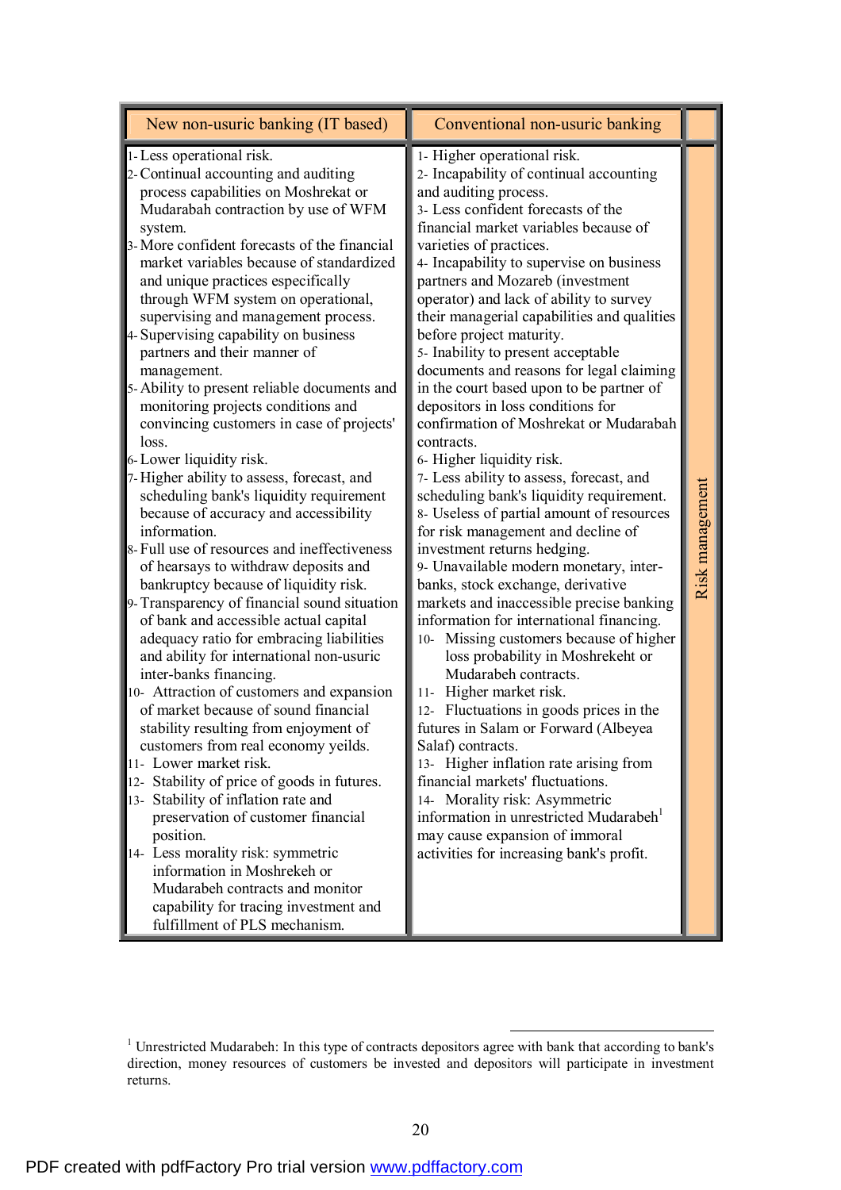| New non-usuric banking (IT based) | Conventional non-usuric banking | |
|---|---|---|
| 1- Less operational risk.<br>2- Continual accounting and auditing process capabilities on Moshrekat or Mudarabah contraction by use of WFM system.<br>3- More confident forecasts of the financial market variables because of standardized and unique practices especifically through WFM system on operational, supervising and management process.<br>4- Supervising capability on business partners and their manner of management.<br>5- Ability to present reliable documents and monitoring projects conditions and convincing customers in case of projects' loss.<br>6- Lower liquidity risk.<br>7- Higher ability to assess, forecast, and scheduling bank's liquidity requirement because of accuracy and accessibility information.<br>8- Full use of resources and ineffectiveness of hearsays to withdraw deposits and bankruptcy because of liquidity risk.<br>9- Transparency of financial sound situation of bank and accessible actual capital adequacy ratio for embracing liabilities and ability for international non-usuric inter-banks financing.<br>10- Attraction of customers and expansion of market because of sound financial stability resulting from enjoyment of customers from real economy yeilds.<br>11- Lower market risk.<br>12- Stability of price of goods in futures.<br>13- Stability of inflation rate and preservation of customer financial position.<br>14- Less morality risk: symmetric information in Moshrekeh or Mudarabeh contracts and monitor capability for tracing investment and fulfillment of PLS mechanism. | 1- Higher operational risk.<br>2- Incapability of continual accounting and auditing process.<br>3- Less confident forecasts of the financial market variables because of varieties of practices.<br>4- Incapability to supervise on business partners and Mozareb (investment operator) and lack of ability to survey their managerial capabilities and qualities before project maturity.<br>5- Inability to present acceptable documents and reasons for legal claiming in the court based upon to be partner of depositors in loss conditions for confirmation of Moshrekat or Mudarabah contracts.<br>6- Higher liquidity risk.<br>7- Less ability to assess, forecast, and scheduling bank's liquidity requirement.<br>8- Useless of partial amount of resources for risk management and decline of investment returns hedging.<br>9- Unavailable modern monetary, inter-banks, stock exchange, derivative markets and inaccessible precise banking information for international financing.<br>10- Missing customers because of higher loss probability in Moshrekeht or Mudarabeh contracts.<br>11- Higher market risk.<br>12- Fluctuations in goods prices in the futures in Salam or Forward (Albeyea Salaf) contracts.<br>13- Higher inflation rate arising from financial markets' fluctuations.<br>14- Morality risk: Asymmetric information in unrestricted Mudarabeh[1] may cause expansion of immoral activities for increasing bank's profit. | Risk management |

[1] Unrestricted Mudarabeh: In this type of contracts depositors agree with bank that according to bank's direction, money resources of customers be invested and depositors will participate in investment returns.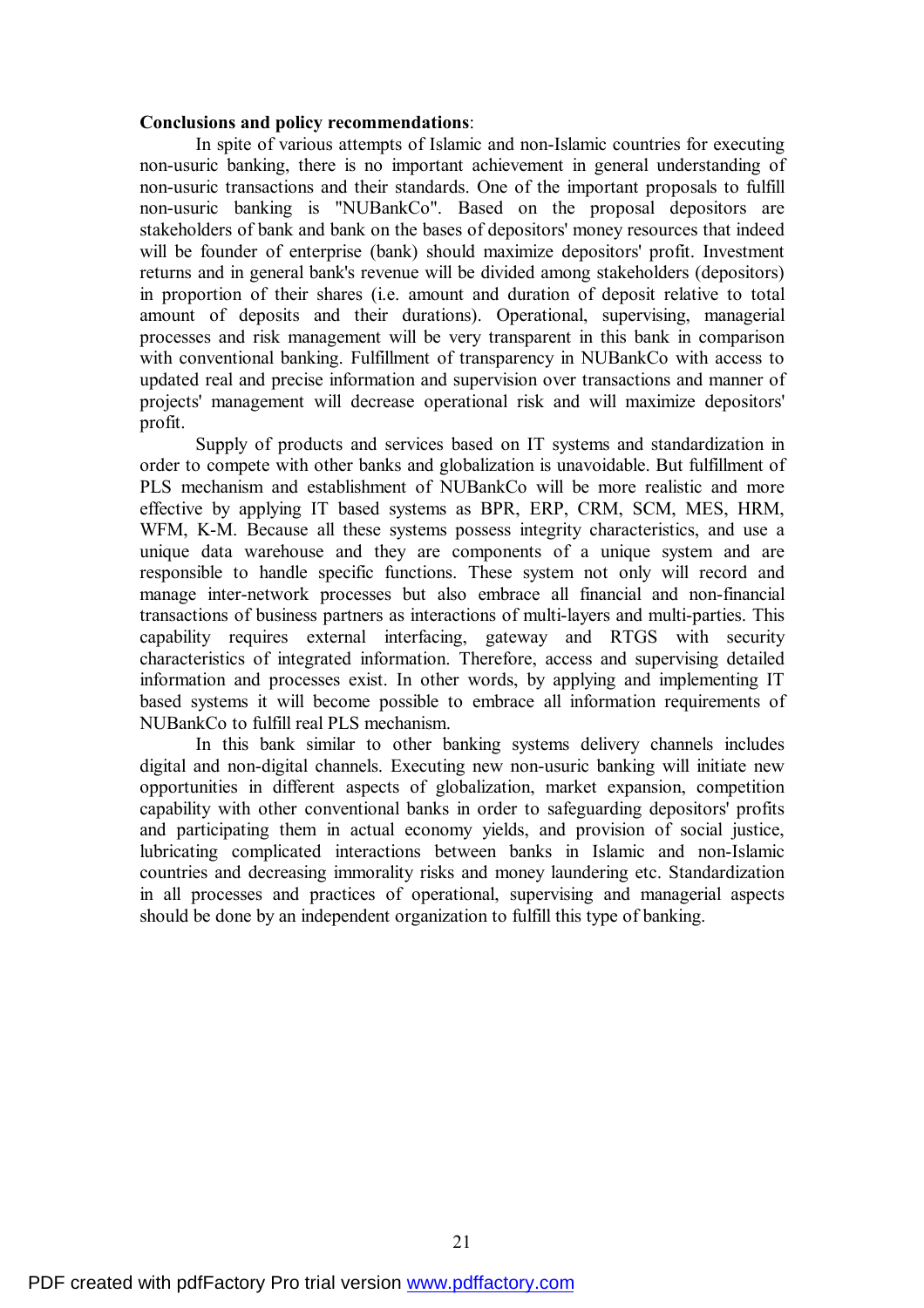**Conclusions and policy recommendations**:

In spite of various attempts of Islamic and non-Islamic countries for executing non-usuric banking, there is no important achievement in general understanding of non-usuric transactions and their standards. One of the important proposals to fulfill non-usuric banking is "NUBankCo". Based on the proposal depositors are stakeholders of bank and bank on the bases of depositors' money resources that indeed will be founder of enterprise (bank) should maximize depositors' profit. Investment returns and in general bank's revenue will be divided among stakeholders (depositors) in proportion of their shares (i.e. amount and duration of deposit relative to total amount of deposits and their durations). Operational, supervising, managerial processes and risk management will be very transparent in this bank in comparison with conventional banking. Fulfillment of transparency in NUBankCo with access to updated real and precise information and supervision over transactions and manner of projects' management will decrease operational risk and will maximize depositors' profit.

Supply of products and services based on IT systems and standardization in order to compete with other banks and globalization is unavoidable. But fulfillment of PLS mechanism and establishment of NUBankCo will be more realistic and more effective by applying IT based systems as BPR, ERP, CRM, SCM, MES, HRM, WFM, K-M. Because all these systems possess integrity characteristics, and use a unique data warehouse and they are components of a unique system and are responsible to handle specific functions. These system not only will record and manage inter-network processes but also embrace all financial and non-financial transactions of business partners as interactions of multi-layers and multi-parties. This capability requires external interfacing, gateway and RTGS with security characteristics of integrated information. Therefore, access and supervising detailed information and processes exist. In other words, by applying and implementing IT based systems it will become possible to embrace all information requirements of NUBankCo to fulfill real PLS mechanism.

In this bank similar to other banking systems delivery channels includes digital and non-digital channels. Executing new non-usuric banking will initiate new opportunities in different aspects of globalization, market expansion, competition capability with other conventional banks in order to safeguarding depositors' profits and participating them in actual economy yields, and provision of social justice, lubricating complicated interactions between banks in Islamic and non-Islamic countries and decreasing immorality risks and money laundering etc. Standardization in all processes and practices of operational, supervising and managerial aspects should be done by an independent organization to fulfill this type of banking.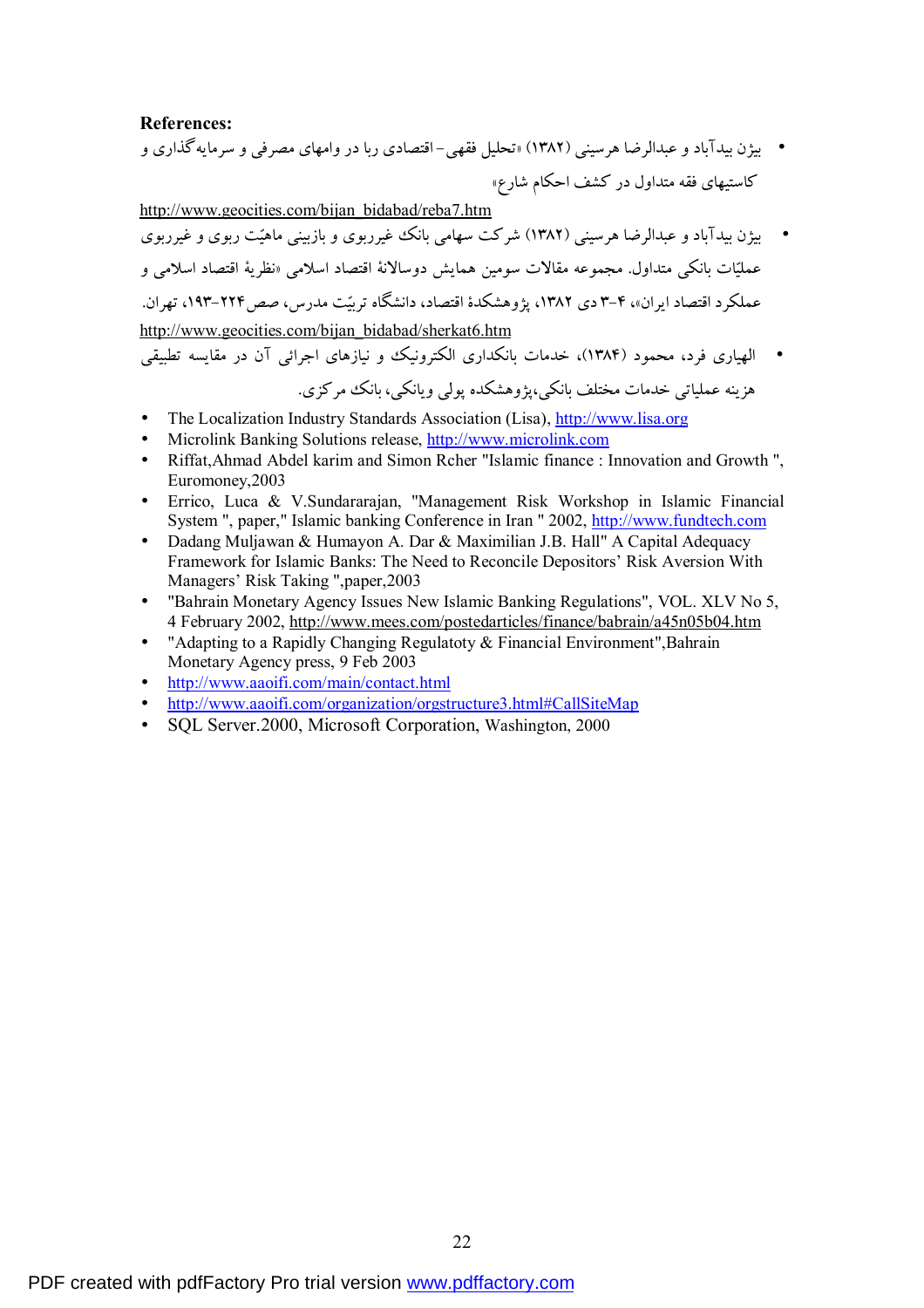**References:**

- بيژن بيدآباد و عبدالرضا هرسيني (۱۳۸۲) «تحليل فقهي- اقتصادي ربا در وامهاي مصرفي و سرمايه‌گذاري و كاستيهاي فقه متداول در كشف احكام شارع»

  http://www.geocities.com/bijan_bidadad/reba7.htm

- بيژن بيدآباد و عبدالرضا هرسيني (۱۳۸۲) شركت سهامي بانك غيرربوي و بازبيني ماهيّت ربوي و غيرربوي عمليّات بانكي متداول. مجموعه مقالات سومين همايش دوسالانهٔ اقتصاد اسلامي «نظريهٔ اقتصاد اسلامي و عملكرد اقتصاد ايران»، ۴-۳ دي ۱۳۸۲، پژوهشكدهٔ اقتصاد، دانشگاه تربيّت مدرس، صص۲۲۴-۱۹۳، تهران.

  http://www.geocities.com/bijan_bidadad/sherkat6.htm

- الهياري فرد، محمود (۱۳۸۴)، خدمات بانكداري الكترونيك و نيازهاي اجرائي آن در مقايسه تطبيقي هزينه عملياتي خدمات مختلف بانكي،پژوهشكده پولي وبانكي، بانك مركزي.
- The Localization Industry Standards Association (Lisa), http://www.lisa.org
- Microlink Banking Solutions release, http://www.microlink.com
- Riffat,Ahmad Abdel karim and Simon Rcher "Islamic finance : Innovation and Growth ", Euromoney,2003
- Errico, Luca & V.Sundararajan, "Management Risk Workshop in Islamic Financial System ", paper," Islamic banking Conference in Iran " 2002, http://www.fundtech.com
- Dadang Muljawan & Humayon A. Dar & Maximilian J.B. Hall" A Capital Adequacy Framework for Islamic Banks: The Need to Reconcile Depositors' Risk Aversion With Managers' Risk Taking ",paper,2003
- "Bahrain Monetary Agency Issues New Islamic Banking Regulations", VOL. XLV No 5, 4 February 2002, http://www.mees.com/postedarticles/finance/babrain/a45n05b04.htm
- "Adapting to a Rapidly Changing Regulatoty & Financial Environment",Bahrain Monetary Agency press, 9 Feb 2003
- http://www.aaoifi.com/main/contact.html
- http://www.aaoifi.com/organization/orgstructure3.html#CallSiteMap
- SQL Server.2000, Microsoft Corporation, Washington, 2000